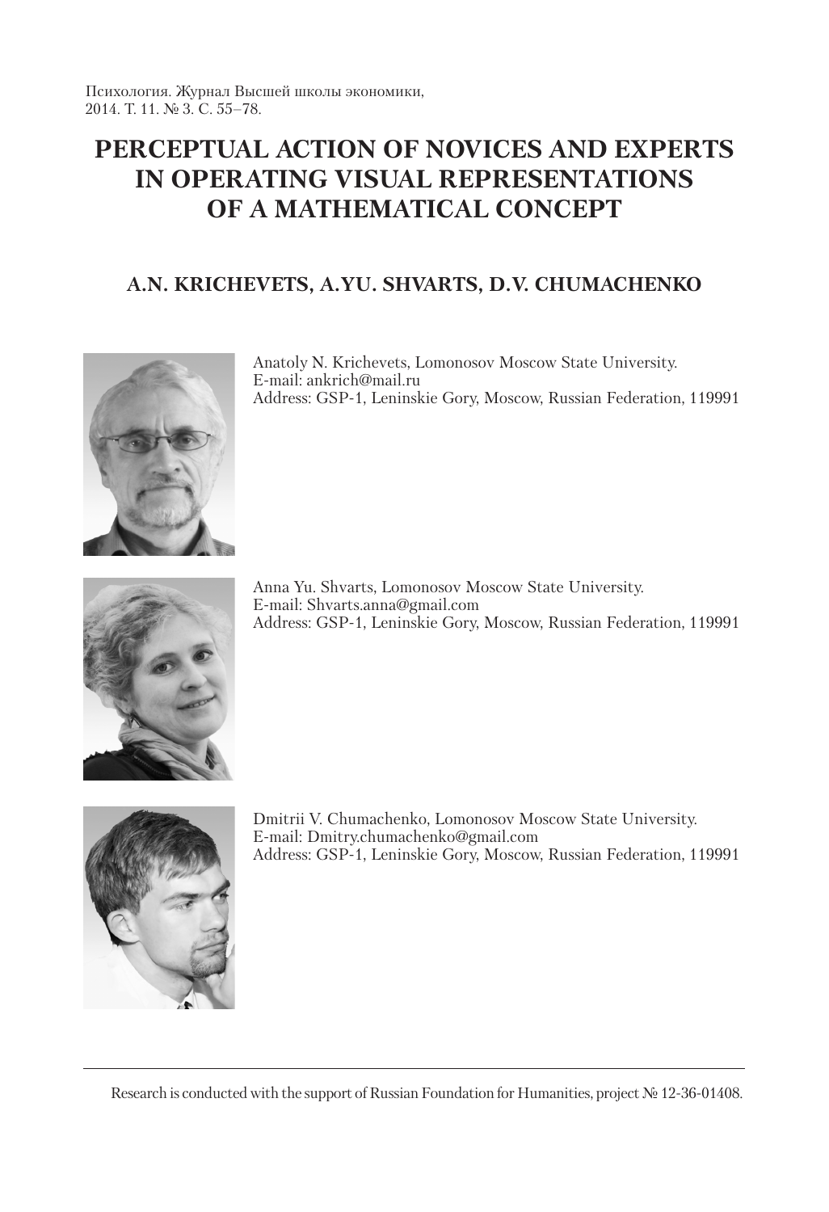Психология. Журнал Высшей школы экономики,
2014. Т. 11. № 3. С. 55–78.

# PERCEPTUAL ACTION OF NOVICES AND EXPERTS IN OPERATING VISUAL REPRESENTATIONS OF A MATHEMATICAL CONCEPT

## A.N. KRICHEVETS, A.YU. SHVARTS, D.V. CHUMACHENKO

Anatoly N. Krichevets, Lomonosov Moscow State University.
E-mail: ankrich@mail.ru
Address: GSP-1, Leninskie Gory, Moscow, Russian Federation, 119991

Anna Yu. Shvarts, Lomonosov Moscow State University.
E-mail: Shvarts.anna@gmail.com
Address: GSP-1, Leninskie Gory, Moscow, Russian Federation, 119991

Dmitrii V. Chumachenko, Lomonosov Moscow State University.
E-mail: Dmitry.chumachenko@gmail.com
Address: GSP-1, Leninskie Gory, Moscow, Russian Federation, 119991

---

Research is conducted with the support of Russian Foundation for Humanities, project № 12-36-01408.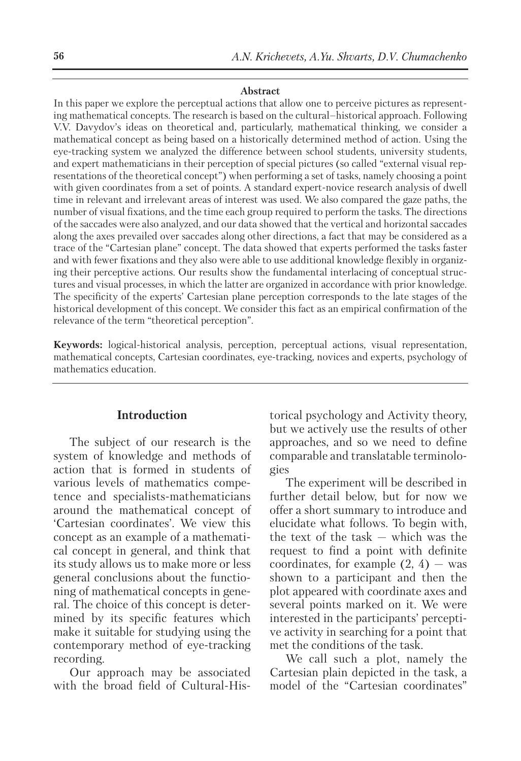**Abstract**

In this paper we explore the perceptual actions that allow one to perceive pictures as representing mathematical concepts. The research is based on the cultural–historical approach. Following V.V. Davydov's ideas on theoretical and, particularly, mathematical thinking, we consider a mathematical concept as being based on a historically determined method of action. Using the eye-tracking system we analyzed the difference between school students, university students, and expert mathematicians in their perception of special pictures (so called "external visual representations of the theoretical concept") when performing a set of tasks, namely choosing a point with given coordinates from a set of points. A standard expert-novice research analysis of dwell time in relevant and irrelevant areas of interest was used. We also compared the gaze paths, the number of visual fixations, and the time each group required to perform the tasks. The directions of the saccades were also analyzed, and our data showed that the vertical and horizontal saccades along the axes prevailed over saccades along other directions, a fact that may be considered as a trace of the "Cartesian plane" concept. The data showed that experts performed the tasks faster and with fewer fixations and they also were able to use additional knowledge flexibly in organizing their perceptive actions. Our results show the fundamental interlacing of conceptual structures and visual processes, in which the latter are organized in accordance with prior knowledge. The specificity of the experts' Cartesian plane perception corresponds to the late stages of the historical development of this concept. We consider this fact as an empirical confirmation of the relevance of the term "theoretical perception".

**Keywords:** logical-historical analysis, perception, perceptual actions, visual representation, mathematical concepts, Cartesian coordinates, eye-tracking, novices and experts, psychology of mathematics education.

## Introduction

The subject of our research is the system of knowledge and methods of action that is formed in students of various levels of mathematics competence and specialists-mathematicians around the mathematical concept of 'Cartesian coordinates'. We view this concept as an example of a mathematical concept in general, and think that its study allows us to make more or less general conclusions about the functioning of mathematical concepts in general. The choice of this concept is determined by its specific features which make it suitable for studying using the contemporary method of eye-tracking recording.

Our approach may be associated with the broad field of Cultural-Historical psychology and Activity theory, but we actively use the results of other approaches, and so we need to define comparable and translatable terminologies

The experiment will be described in further detail below, but for now we offer a short summary to introduce and elucidate what follows. To begin with, the text of the task — which was the request to find a point with definite coordinates, for example (2, 4) — was shown to a participant and then the plot appeared with coordinate axes and several points marked on it. We were interested in the participants' perceptive activity in searching for a point that met the conditions of the task.

We call such a plot, namely the Cartesian plain depicted in the task, a model of the "Cartesian coordinates"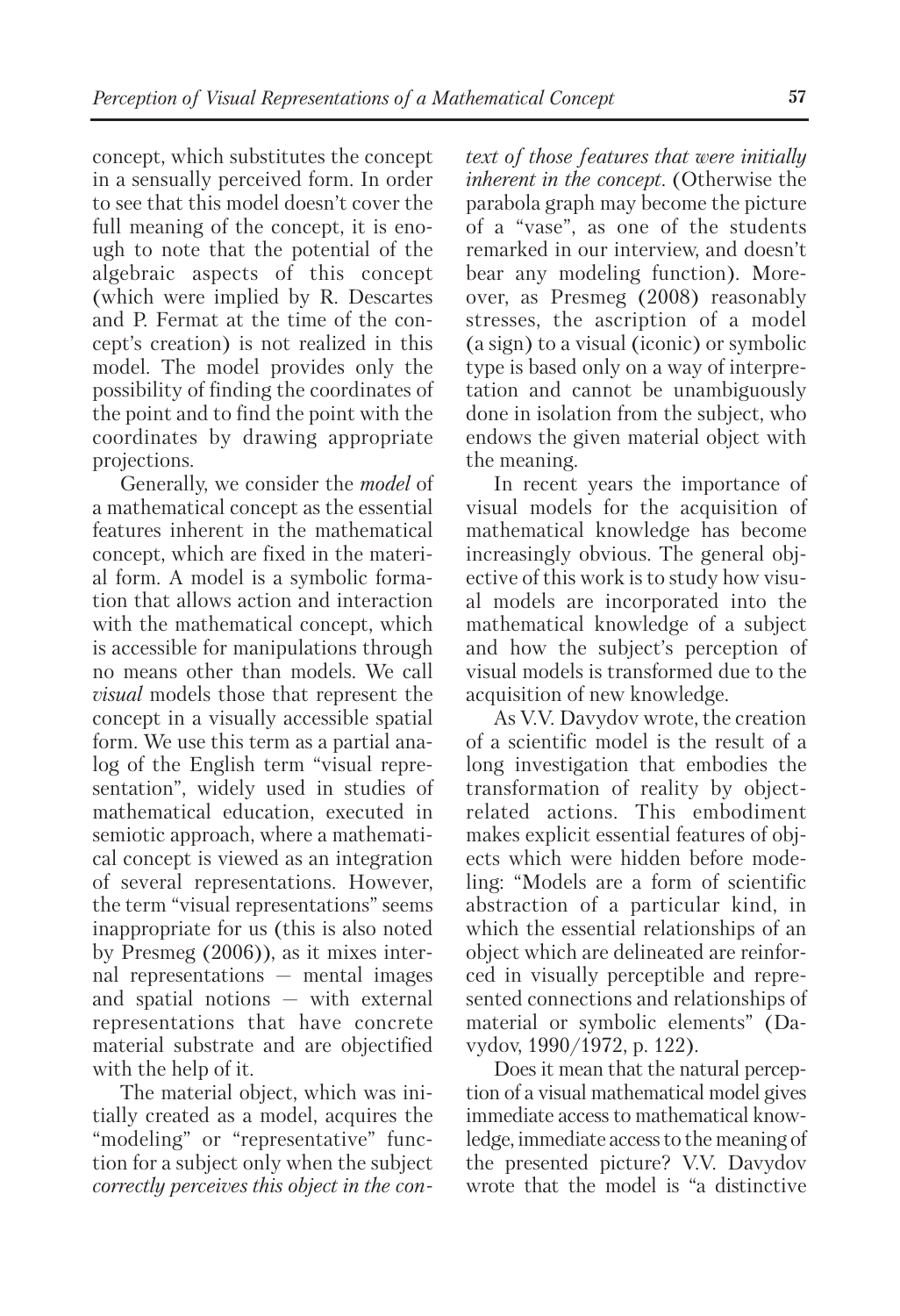concept, which substitutes the concept in a sensually perceived form. In order to see that this model doesn't cover the full meaning of the concept, it is enough to note that the potential of the algebraic aspects of this concept (which were implied by R. Descartes and P. Fermat at the time of the concept's creation) is not realized in this model. The model provides only the possibility of finding the coordinates of the point and to find the point with the coordinates by drawing appropriate projections.

Generally, we consider the *model* of a mathematical concept as the essential features inherent in the mathematical concept, which are fixed in the material form. A model is a symbolic formation that allows action and interaction with the mathematical concept, which is accessible for manipulations through no means other than models. We call *visual* models those that represent the concept in a visually accessible spatial form. We use this term as a partial analog of the English term "visual representation", widely used in studies of mathematical education, executed in semiotic approach, where a mathematical concept is viewed as an integration of several representations. However, the term "visual representations" seems inappropriate for us (this is also noted by Presmeg (2006)), as it mixes internal representations — mental images and spatial notions — with external representations that have concrete material substrate and are objectified with the help of it.

The material object, which was initially created as a model, acquires the "modeling" or "representative" function for a subject only when the subject *correctly perceives this object in the context of those features that were initially inherent in the concept*. (Otherwise the parabola graph may become the picture of a "vase", as one of the students remarked in our interview, and doesn't bear any modeling function). Moreover, as Presmeg (2008) reasonably stresses, the ascription of a model (a sign) to a visual (iconic) or symbolic type is based only on a way of interpretation and cannot be unambiguously done in isolation from the subject, who endows the given material object with the meaning.

In recent years the importance of visual models for the acquisition of mathematical knowledge has become increasingly obvious. The general objective of this work is to study how visual models are incorporated into the mathematical knowledge of a subject and how the subject's perception of visual models is transformed due to the acquisition of new knowledge.

As V.V. Davydov wrote, the creation of a scientific model is the result of a long investigation that embodies the transformation of reality by object-related actions. This embodiment makes explicit essential features of objects which were hidden before modeling: "Models are a form of scientific abstraction of a particular kind, in which the essential relationships of an object which are delineated are reinforced in visually perceptible and represented connections and relationships of material or symbolic elements" (Davydov, 1990/1972, p. 122).

Does it mean that the natural perception of a visual mathematical model gives immediate access to mathematical knowledge, immediate access to the meaning of the presented picture? V.V. Davydov wrote that the model is "a distinctive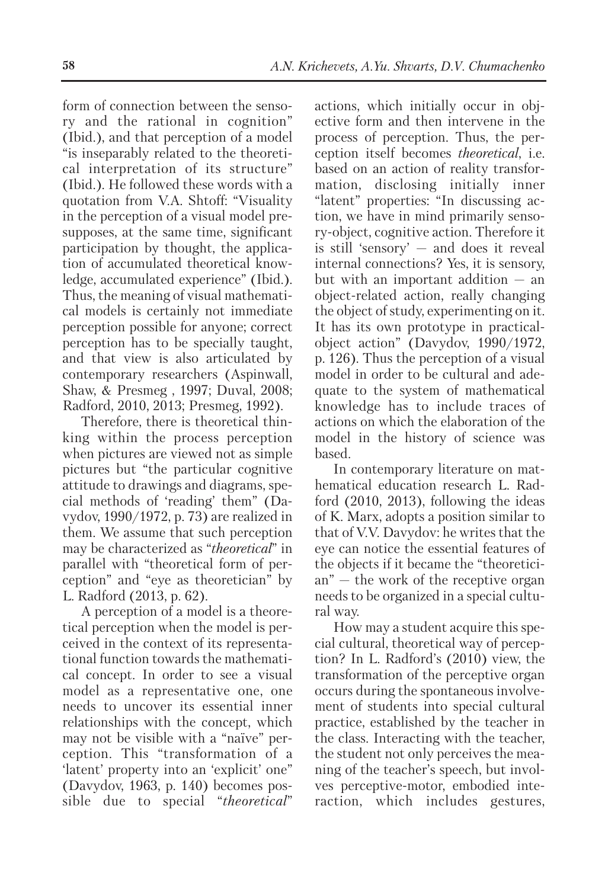form of connection between the sensory and the rational in cognition" (Ibid.), and that perception of a model "is inseparably related to the theoretical interpretation of its structure" (Ibid.). He followed these words with a quotation from V.A. Shtoff: "Visuality in the perception of a visual model presupposes, at the same time, significant participation by thought, the application of accumulated theoretical knowledge, accumulated experience" (Ibid.). Thus, the meaning of visual mathematical models is certainly not immediate perception possible for anyone; correct perception has to be specially taught, and that view is also articulated by contemporary researchers (Aspinwall, Shaw, & Presmeg , 1997; Duval, 2008; Radford, 2010, 2013; Presmeg, 1992).

Therefore, there is theoretical thinking within the process perception when pictures are viewed not as simple pictures but "the particular cognitive attitude to drawings and diagrams, special methods of 'reading' them" (Davydov, 1990/1972, p. 73) are realized in them. We assume that such perception may be characterized as "*theoretical*" in parallel with "theoretical form of perception" and "eye as theoretician" by L. Radford (2013, p. 62).

A perception of a model is a theoretical perception when the model is perceived in the context of its representational function towards the mathematical concept. In order to see a visual model as a representative one, one needs to uncover its essential inner relationships with the concept, which may not be visible with a "naïve" perception. This "transformation of a 'latent' property into an 'explicit' one" (Davydov, 1963, p. 140) becomes possible due to special "*theoretical*" actions, which initially occur in objective form and then intervene in the process of perception. Thus, the perception itself becomes *theoretical*, i.e. based on an action of reality transformation, disclosing initially inner "latent" properties: "In discussing action, we have in mind primarily sensory-object, cognitive action. Therefore it is still 'sensory' — and does it reveal internal connections? Yes, it is sensory, but with an important addition — an object-related action, really changing the object of study, experimenting on it. It has its own prototype in practical-object action" (Davydov, 1990/1972, p. 126). Thus the perception of a visual model in order to be cultural and adequate to the system of mathematical knowledge has to include traces of actions on which the elaboration of the model in the history of science was based.

In contemporary literature on mathematical education research L. Radford (2010, 2013), following the ideas of K. Marx, adopts a position similar to that of V.V. Davydov: he writes that the eye can notice the essential features of the objects if it became the "theoretician" — the work of the receptive organ needs to be organized in a special cultural way.

How may a student acquire this special cultural, theoretical way of perception? In L. Radford's (2010) view, the transformation of the perceptive organ occurs during the spontaneous involvement of students into special cultural practice, established by the teacher in the class. Interacting with the teacher, the student not only perceives the meaning of the teacher's speech, but involves perceptive-motor, embodied interaction, which includes gestures,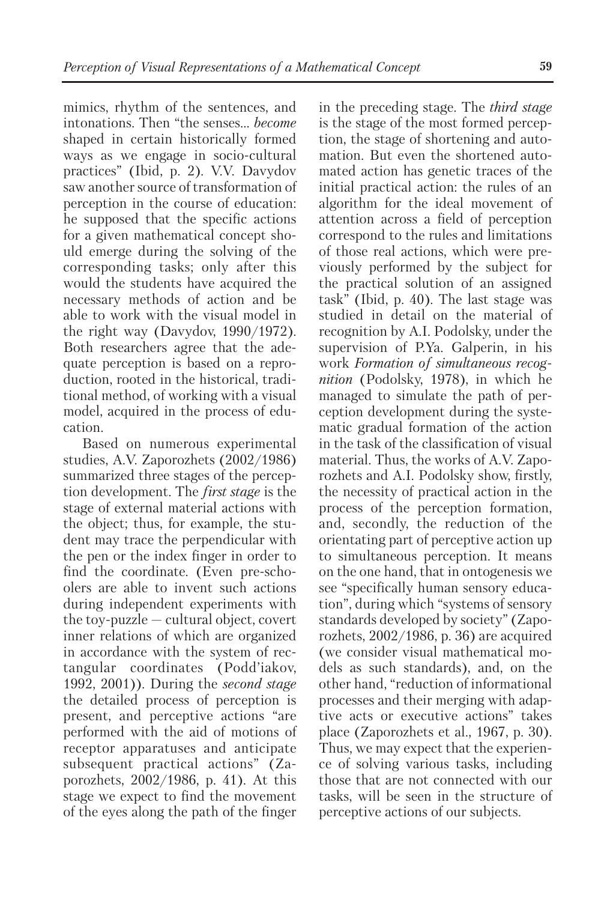mimics, rhythm of the sentences, and intonations. Then "the senses... *become* shaped in certain historically formed ways as we engage in socio-cultural practices" (Ibid, p. 2). V.V. Davydov saw another source of transformation of perception in the course of education: he supposed that the specific actions for a given mathematical concept should emerge during the solving of the corresponding tasks; only after this would the students have acquired the necessary methods of action and be able to work with the visual model in the right way (Davydov, 1990/1972). Both researchers agree that the adequate perception is based on a reproduction, rooted in the historical, traditional method, of working with a visual model, acquired in the process of education.

Based on numerous experimental studies, A.V. Zaporozhets (2002/1986) summarized three stages of the perception development. The *first stage* is the stage of external material actions with the object; thus, for example, the student may trace the perpendicular with the pen or the index finger in order to find the coordinate. (Even pre-schoolers are able to invent such actions during independent experiments with the toy-puzzle — cultural object, covert inner relations of which are organized in accordance with the system of rectangular coordinates (Podd'iakov, 1992, 2001)). During the *second stage* the detailed process of perception is present, and perceptive actions "are performed with the aid of motions of receptor apparatuses and anticipate subsequent practical actions" (Zaporozhets, 2002/1986, p. 41). At this stage we expect to find the movement of the eyes along the path of the finger in the preceding stage. The *third stage* is the stage of the most formed perception, the stage of shortening and automation. But even the shortened automated action has genetic traces of the initial practical action: the rules of an algorithm for the ideal movement of attention across a field of perception correspond to the rules and limitations of those real actions, which were previously performed by the subject for the practical solution of an assigned task" (Ibid, p. 40). The last stage was studied in detail on the material of recognition by A.I. Podolsky, under the supervision of P.Ya. Galperin, in his work *Formation of simultaneous recognition* (Podolsky, 1978), in which he managed to simulate the path of perception development during the systematic gradual formation of the action in the task of the classification of visual material. Thus, the works of A.V. Zaporozhets and A.I. Podolsky show, firstly, the necessity of practical action in the process of the perception formation, and, secondly, the reduction of the orientating part of perceptive action up to simultaneous perception. It means on the one hand, that in ontogenesis we see "specifically human sensory education", during which "systems of sensory standards developed by society" (Zaporozhets, 2002/1986, p. 36) are acquired (we consider visual mathematical models as such standards), and, on the other hand, "reduction of informational processes and their merging with adaptive acts or executive actions" takes place (Zaporozhets et al., 1967, p. 30). Thus, we may expect that the experience of solving various tasks, including those that are not connected with our tasks, will be seen in the structure of perceptive actions of our subjects.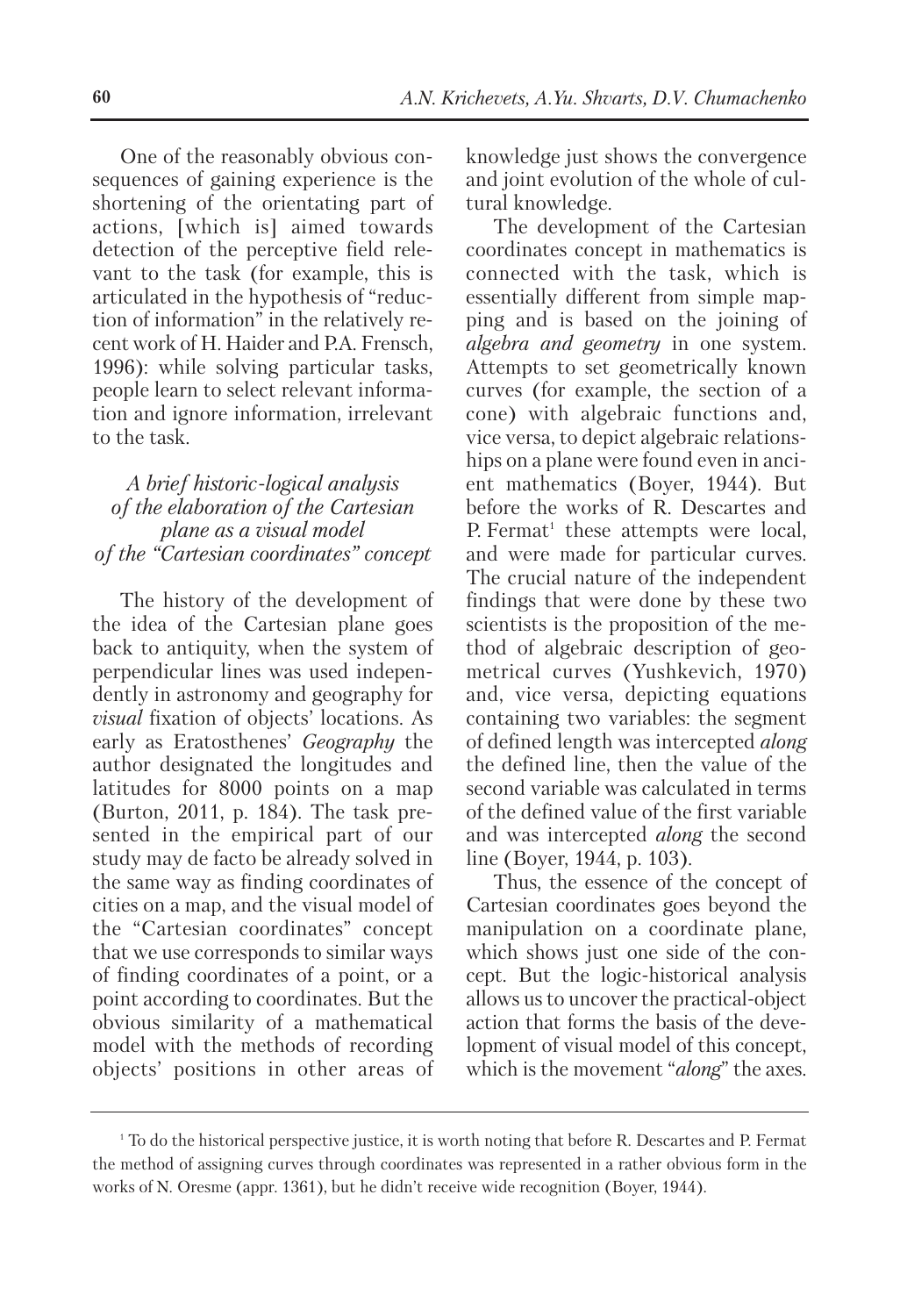One of the reasonably obvious consequences of gaining experience is the shortening of the orientating part of actions, [which is] aimed towards detection of the perceptive field relevant to the task (for example, this is articulated in the hypothesis of "reduction of information" in the relatively recent work of H. Haider and P.A. Frensch, 1996): while solving particular tasks, people learn to select relevant information and ignore information, irrelevant to the task.

### *A brief historic-logical analysis of the elaboration of the Cartesian plane as a visual model of the "Cartesian coordinates" concept*

The history of the development of the idea of the Cartesian plane goes back to antiquity, when the system of perpendicular lines was used independently in astronomy and geography for *visual* fixation of objects' locations. As early as Eratosthenes' *Geography* the author designated the longitudes and latitudes for 8000 points on a map (Burton, 2011, p. 184). The task presented in the empirical part of our study may de facto be already solved in the same way as finding coordinates of cities on a map, and the visual model of the "Cartesian coordinates" concept that we use corresponds to similar ways of finding coordinates of a point, or a point according to coordinates. But the obvious similarity of a mathematical model with the methods of recording objects' positions in other areas of knowledge just shows the convergence and joint evolution of the whole of cultural knowledge.

The development of the Cartesian coordinates concept in mathematics is connected with the task, which is essentially different from simple mapping and is based on the joining of *algebra and geometry* in one system. Attempts to set geometrically known curves (for example, the section of a cone) with algebraic functions and, vice versa, to depict algebraic relationships on a plane were found even in ancient mathematics (Boyer, 1944). But before the works of R. Descartes and P. Fermat[1] these attempts were local, and were made for particular curves. The crucial nature of the independent findings that were done by these two scientists is the proposition of the method of algebraic description of geometrical curves (Yushkevich, 1970) and, vice versa, depicting equations containing two variables: the segment of defined length was intercepted *along* the defined line, then the value of the second variable was calculated in terms of the defined value of the first variable and was intercepted *along* the second line (Boyer, 1944, p. 103).

Thus, the essence of the concept of Cartesian coordinates goes beyond the manipulation on a coordinate plane, which shows just one side of the concept. But the logic-historical analysis allows us to uncover the practical-object action that forms the basis of the development of visual model of this concept, which is the movement "*along*" the axes.

---

[1] To do the historical perspective justice, it is worth noting that before R. Descartes and P. Fermat the method of assigning curves through coordinates was represented in a rather obvious form in the works of N. Oresme (appr. 1361), but he didn't receive wide recognition (Boyer, 1944).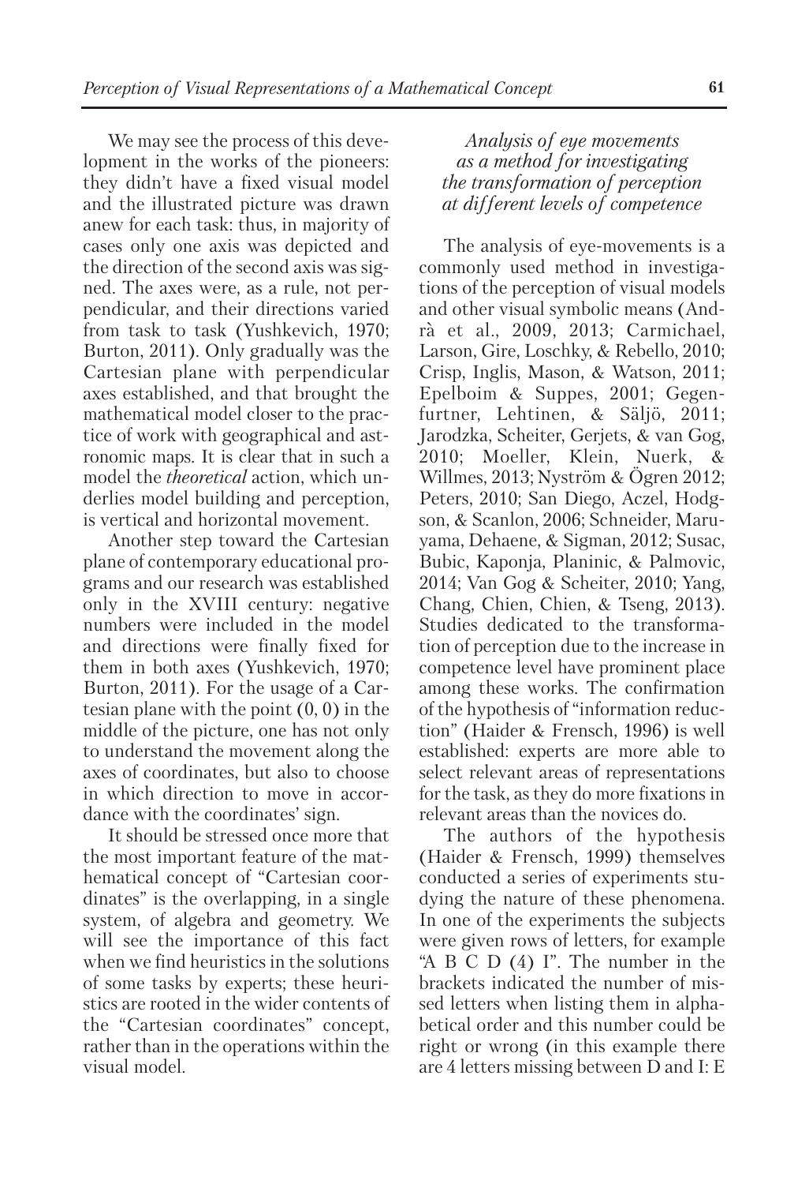We may see the process of this development in the works of the pioneers: they didn't have a fixed visual model and the illustrated picture was drawn anew for each task: thus, in majority of cases only one axis was depicted and the direction of the second axis was signed. The axes were, as a rule, not perpendicular, and their directions varied from task to task (Yushkevich, 1970; Burton, 2011). Only gradually was the Cartesian plane with perpendicular axes established, and that brought the mathematical model closer to the practice of work with geographical and astronomic maps. It is clear that in such a model the *theoretical* action, which underlies model building and perception, is vertical and horizontal movement.

Another step toward the Cartesian plane of contemporary educational programs and our research was established only in the XVIII century: negative numbers were included in the model and directions were finally fixed for them in both axes (Yushkevich, 1970; Burton, 2011). For the usage of a Cartesian plane with the point (0, 0) in the middle of the picture, one has not only to understand the movement along the axes of coordinates, but also to choose in which direction to move in accordance with the coordinates' sign.

It should be stressed once more that the most important feature of the mathematical concept of "Cartesian coordinates" is the overlapping, in a single system, of algebra and geometry. We will see the importance of this fact when we find heuristics in the solutions of some tasks by experts; these heuristics are rooted in the wider contents of the "Cartesian coordinates" concept, rather than in the operations within the visual model.

### *Analysis of eye movements as a method for investigating the transformation of perception at different levels of competence*

The analysis of eye-movements is a commonly used method in investigations of the perception of visual models and other visual symbolic means (Andrà et al., 2009, 2013; Carmichael, Larson, Gire, Loschky, & Rebello, 2010; Crisp, Inglis, Mason, & Watson, 2011; Epelboim & Suppes, 2001; Gegenfurtner, Lehtinen, & Säljö, 2011; Jarodzka, Scheiter, Gerjets, & van Gog, 2010; Moeller, Klein, Nuerk, & Willmes, 2013; Nyström & Ögren 2012; Peters, 2010; San Diego, Aczel, Hodgson, & Scanlon, 2006; Schneider, Maruyama, Dehaene, & Sigman, 2012; Susac, Bubic, Kaponja, Planinic, & Palmovic, 2014; Van Gog & Scheiter, 2010; Yang, Chang, Chien, Chien, & Tseng, 2013). Studies dedicated to the transformation of perception due to the increase in competence level have prominent place among these works. The confirmation of the hypothesis of "information reduction" (Haider & Frensch, 1996) is well established: experts are more able to select relevant areas of representations for the task, as they do more fixations in relevant areas than the novices do.

The authors of the hypothesis (Haider & Frensch, 1999) themselves conducted a series of experiments studying the nature of these phenomena. In one of the experiments the subjects were given rows of letters, for example "A B C D (4) I". The number in the brackets indicated the number of missed letters when listing them in alphabetical order and this number could be right or wrong (in this example there are 4 letters missing between D and I: E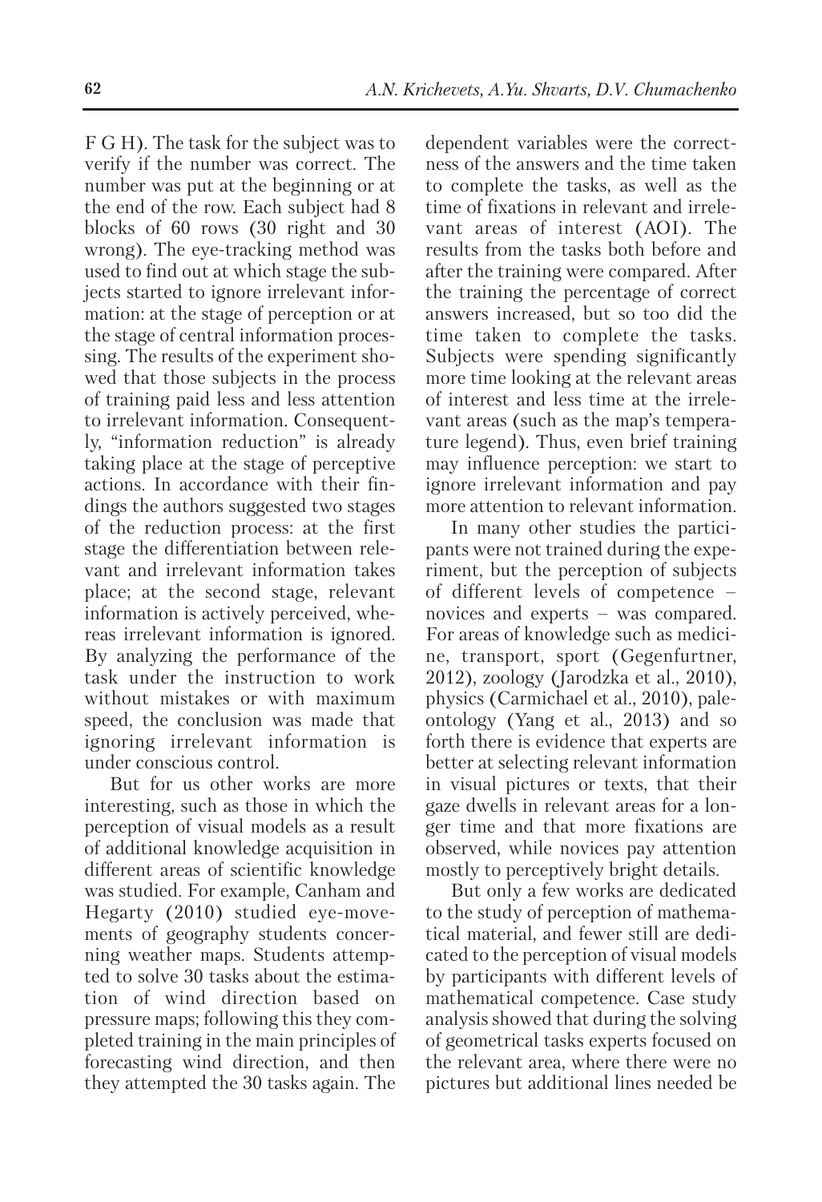F G H). The task for the subject was to verify if the number was correct. The number was put at the beginning or at the end of the row. Each subject had 8 blocks of 60 rows (30 right and 30 wrong). The eye-tracking method was used to find out at which stage the subjects started to ignore irrelevant information: at the stage of perception or at the stage of central information processing. The results of the experiment showed that those subjects in the process of training paid less and less attention to irrelevant information. Consequently, "information reduction" is already taking place at the stage of perceptive actions. In accordance with their findings the authors suggested two stages of the reduction process: at the first stage the differentiation between relevant and irrelevant information takes place; at the second stage, relevant information is actively perceived, whereas irrelevant information is ignored. By analyzing the performance of the task under the instruction to work without mistakes or with maximum speed, the conclusion was made that ignoring irrelevant information is under conscious control.

But for us other works are more interesting, such as those in which the perception of visual models as a result of additional knowledge acquisition in different areas of scientific knowledge was studied. For example, Canham and Hegarty (2010) studied eye-movements of geography students concerning weather maps. Students attempted to solve 30 tasks about the estimation of wind direction based on pressure maps; following this they completed training in the main principles of forecasting wind direction, and then they attempted the 30 tasks again. The dependent variables were the correctness of the answers and the time taken to complete the tasks, as well as the time of fixations in relevant and irrelevant areas of interest (AOI). The results from the tasks both before and after the training were compared. After the training the percentage of correct answers increased, but so too did the time taken to complete the tasks. Subjects were spending significantly more time looking at the relevant areas of interest and less time at the irrelevant areas (such as the map's temperature legend). Thus, even brief training may influence perception: we start to ignore irrelevant information and pay more attention to relevant information.

In many other studies the participants were not trained during the experiment, but the perception of subjects of different levels of competence – novices and experts – was compared. For areas of knowledge such as medicine, transport, sport (Gegenfurtner, 2012), zoology (Jarodzka et al., 2010), physics (Carmichael et al., 2010), paleontology (Yang et al., 2013) and so forth there is evidence that experts are better at selecting relevant information in visual pictures or texts, that their gaze dwells in relevant areas for a longer time and that more fixations are observed, while novices pay attention mostly to perceptively bright details.

But only a few works are dedicated to the study of perception of mathematical material, and fewer still are dedicated to the perception of visual models by participants with different levels of mathematical competence. Case study analysis showed that during the solving of geometrical tasks experts focused on the relevant area, where there were no pictures but additional lines needed be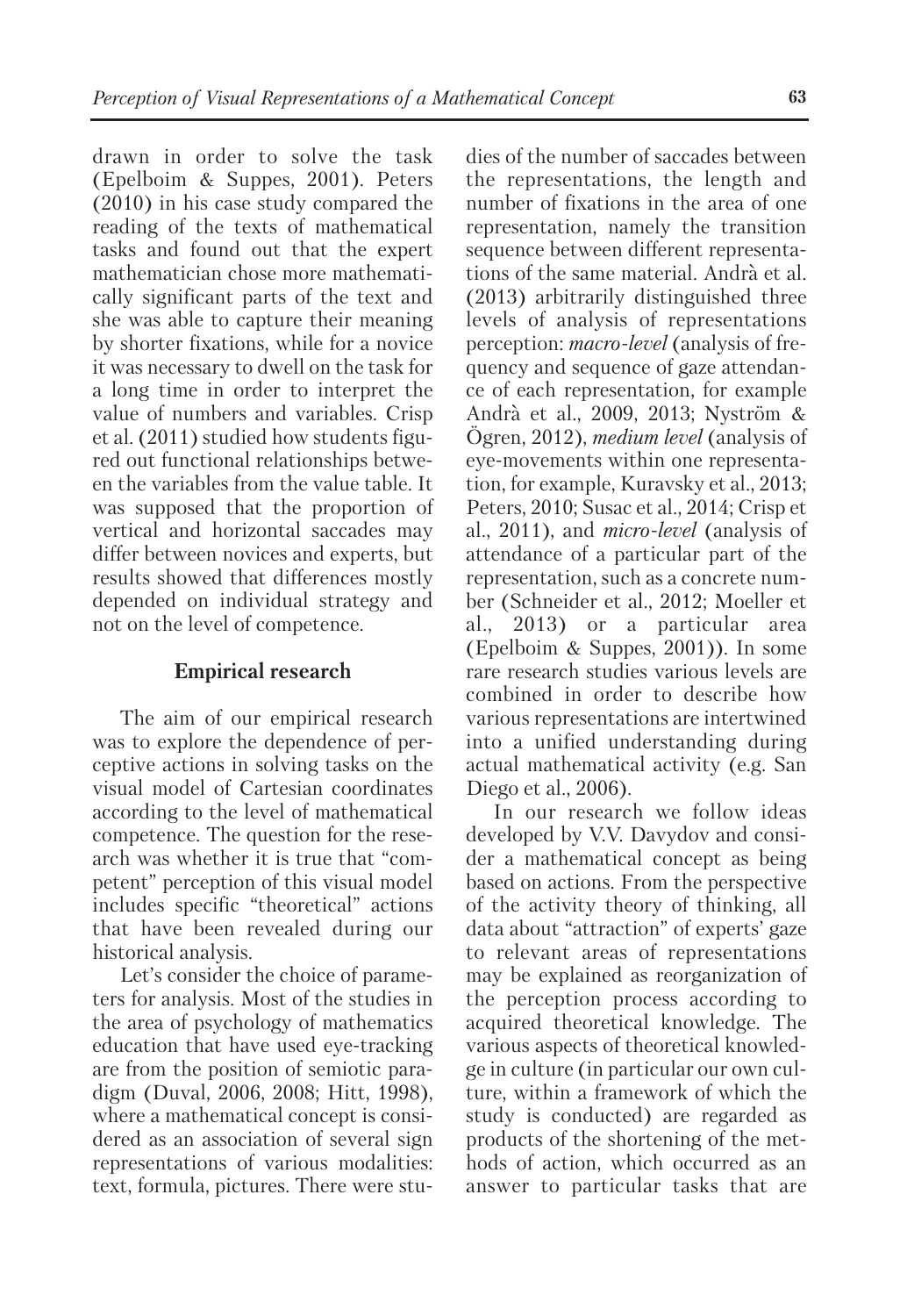drawn in order to solve the task (Epelboim & Suppes, 2001). Peters (2010) in his case study compared the reading of the texts of mathematical tasks and found out that the expert mathematician chose more mathematically significant parts of the text and she was able to capture their meaning by shorter fixations, while for a novice it was necessary to dwell on the task for a long time in order to interpret the value of numbers and variables. Crisp et al. (2011) studied how students figured out functional relationships between the variables from the value table. It was supposed that the proportion of vertical and horizontal saccades may differ between novices and experts, but results showed that differences mostly depended on individual strategy and not on the level of competence.

## Empirical research

The aim of our empirical research was to explore the dependence of perceptive actions in solving tasks on the visual model of Cartesian coordinates according to the level of mathematical competence. The question for the research was whether it is true that "competent" perception of this visual model includes specific "theoretical" actions that have been revealed during our historical analysis.

Let's consider the choice of parameters for analysis. Most of the studies in the area of psychology of mathematics education that have used eye-tracking are from the position of semiotic paradigm (Duval, 2006, 2008; Hitt, 1998), where a mathematical concept is considered as an association of several sign representations of various modalities: text, formula, pictures. There were studies of the number of saccades between the representations, the length and number of fixations in the area of one representation, namely the transition sequence between different representations of the same material. Andrà et al. (2013) arbitrarily distinguished three levels of analysis of representations perception: *macro-level* (analysis of frequency and sequence of gaze attendance of each representation, for example Andrà et al., 2009, 2013; Nyström & Ögren, 2012), *medium level* (analysis of eye-movements within one representation, for example, Kuravsky et al., 2013; Peters, 2010; Susac et al., 2014; Crisp et al., 2011), and *micro-level* (analysis of attendance of a particular part of the representation, such as a concrete number (Schneider et al., 2012; Moeller et al., 2013) or a particular area (Epelboim & Suppes, 2001)). In some rare research studies various levels are combined in order to describe how various representations are intertwined into a unified understanding during actual mathematical activity (e.g. San Diego et al., 2006).

In our research we follow ideas developed by V.V. Davydov and consider a mathematical concept as being based on actions. From the perspective of the activity theory of thinking, all data about "attraction" of experts' gaze to relevant areas of representations may be explained as reorganization of the perception process according to acquired theoretical knowledge. The various aspects of theoretical knowledge in culture (in particular our own culture, within a framework of which the study is conducted) are regarded as products of the shortening of the methods of action, which occurred as an answer to particular tasks that are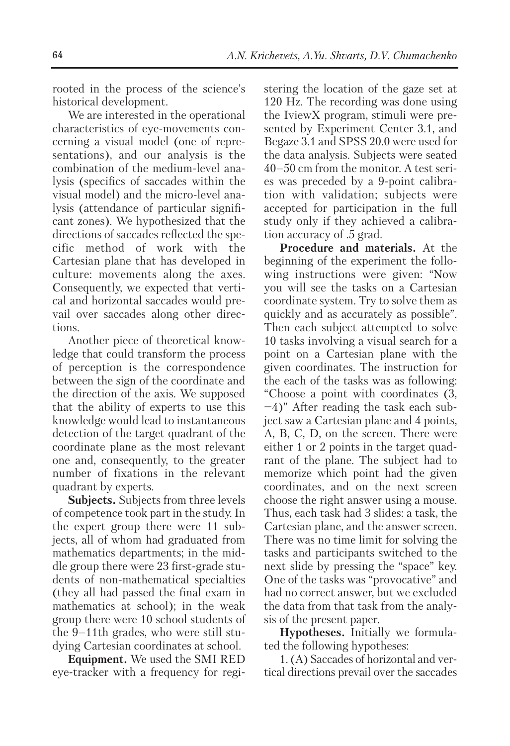rooted in the process of the science's historical development.

We are interested in the operational characteristics of eye-movements concerning a visual model (one of representations), and our analysis is the combination of the medium-level analysis (specifics of saccades within the visual model) and the micro-level analysis (attendance of particular significant zones). We hypothesized that the directions of saccades reflected the specific method of work with the Cartesian plane that has developed in culture: movements along the axes. Consequently, we expected that vertical and horizontal saccades would prevail over saccades along other directions.

Another piece of theoretical knowledge that could transform the process of perception is the correspondence between the sign of the coordinate and the direction of the axis. We supposed that the ability of experts to use this knowledge would lead to instantaneous detection of the target quadrant of the coordinate plane as the most relevant one and, consequently, to the greater number of fixations in the relevant quadrant by experts.

**Subjects.** Subjects from three levels of competence took part in the study. In the expert group there were 11 subjects, all of whom had graduated from mathematics departments; in the middle group there were 23 first-grade students of non-mathematical specialties (they all had passed the final exam in mathematics at school); in the weak group there were 10 school students of the 9–11th grades, who were still studying Cartesian coordinates at school.

**Equipment.** We used the SMI RED eye-tracker with a frequency for registering the location of the gaze set at 120 Hz. The recording was done using the IviewX program, stimuli were presented by Experiment Center 3.1, and Begaze 3.1 and SPSS 20.0 were used for the data analysis. Subjects were seated 40–50 cm from the monitor. A test series was preceded by a 9-point calibration with validation; subjects were accepted for participation in the full study only if they achieved a calibration accuracy of .5 grad.

**Procedure and materials.** At the beginning of the experiment the following instructions were given: "Now you will see the tasks on a Cartesian coordinate system. Try to solve them as quickly and as accurately as possible". Then each subject attempted to solve 10 tasks involving a visual search for a point on a Cartesian plane with the given coordinates. The instruction for the each of the tasks was as following: "Choose a point with coordinates (3, −4)" After reading the task each subject saw a Cartesian plane and 4 points, A, B, C, D, on the screen. There were either 1 or 2 points in the target quadrant of the plane. The subject had to memorize which point had the given coordinates, and on the next screen choose the right answer using a mouse. Thus, each task had 3 slides: a task, the Cartesian plane, and the answer screen. There was no time limit for solving the tasks and participants switched to the next slide by pressing the "space" key. One of the tasks was "provocative" and had no correct answer, but we excluded the data from that task from the analysis of the present paper.

**Hypotheses.** Initially we formulated the following hypotheses:

1. (A) Saccades of horizontal and vertical directions prevail over the saccades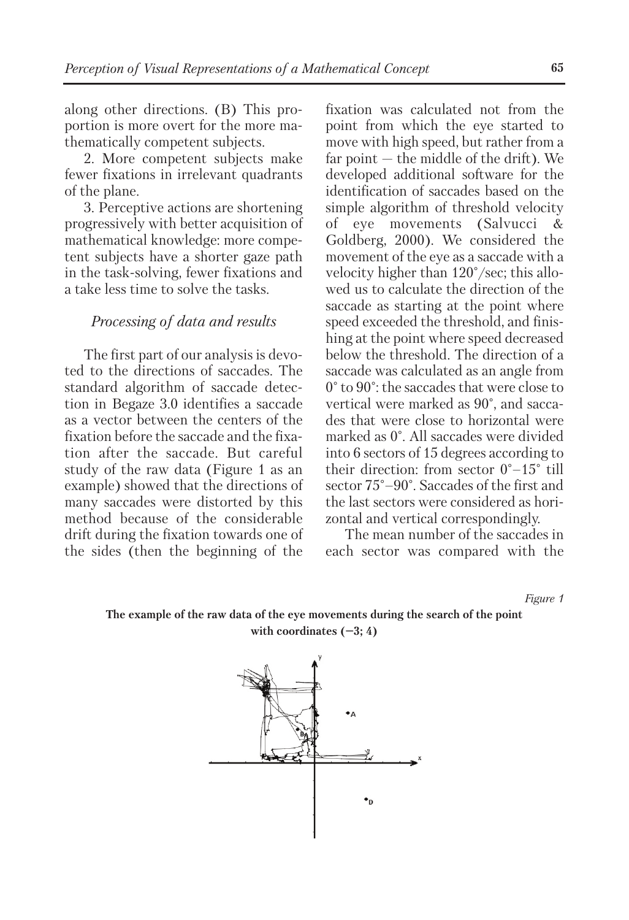along other directions. (B) This proportion is more overt for the more mathematically competent subjects.

2. More competent subjects make fewer fixations in irrelevant quadrants of the plane.

3. Perceptive actions are shortening progressively with better acquisition of mathematical knowledge: more competent subjects have a shorter gaze path in the task-solving, fewer fixations and a take less time to solve the tasks.

### *Processing of data and results*

The first part of our analysis is devoted to the directions of saccades. The standard algorithm of saccade detection in Begaze 3.0 identifies a saccade as a vector between the centers of the fixation before the saccade and the fixation after the saccade. But careful study of the raw data (Figure 1 as an example) showed that the directions of many saccades were distorted by this method because of the considerable drift during the fixation towards one of the sides (then the beginning of the fixation was calculated not from the point from which the eye started to move with high speed, but rather from a far point — the middle of the drift). We developed additional software for the identification of saccades based on the simple algorithm of threshold velocity of eye movements (Salvucci & Goldberg, 2000). We considered the movement of the eye as a saccade with a velocity higher than 120°/sec; this allowed us to calculate the direction of the saccade as starting at the point where speed exceeded the threshold, and finishing at the point where speed decreased below the threshold. The direction of a saccade was calculated as an angle from 0° to 90°: the saccades that were close to vertical were marked as 90°, and saccades that were close to horizontal were marked as 0°. All saccades were divided into 6 sectors of 15 degrees according to their direction: from sector 0°–15° till sector 75°–90°. Saccades of the first and the last sectors were considered as horizontal and vertical correspondingly.

The mean number of the saccades in each sector was compared with the

*Figure 1*

**The example of the raw data of the eye movements during the search of the point with coordinates (−3; 4)**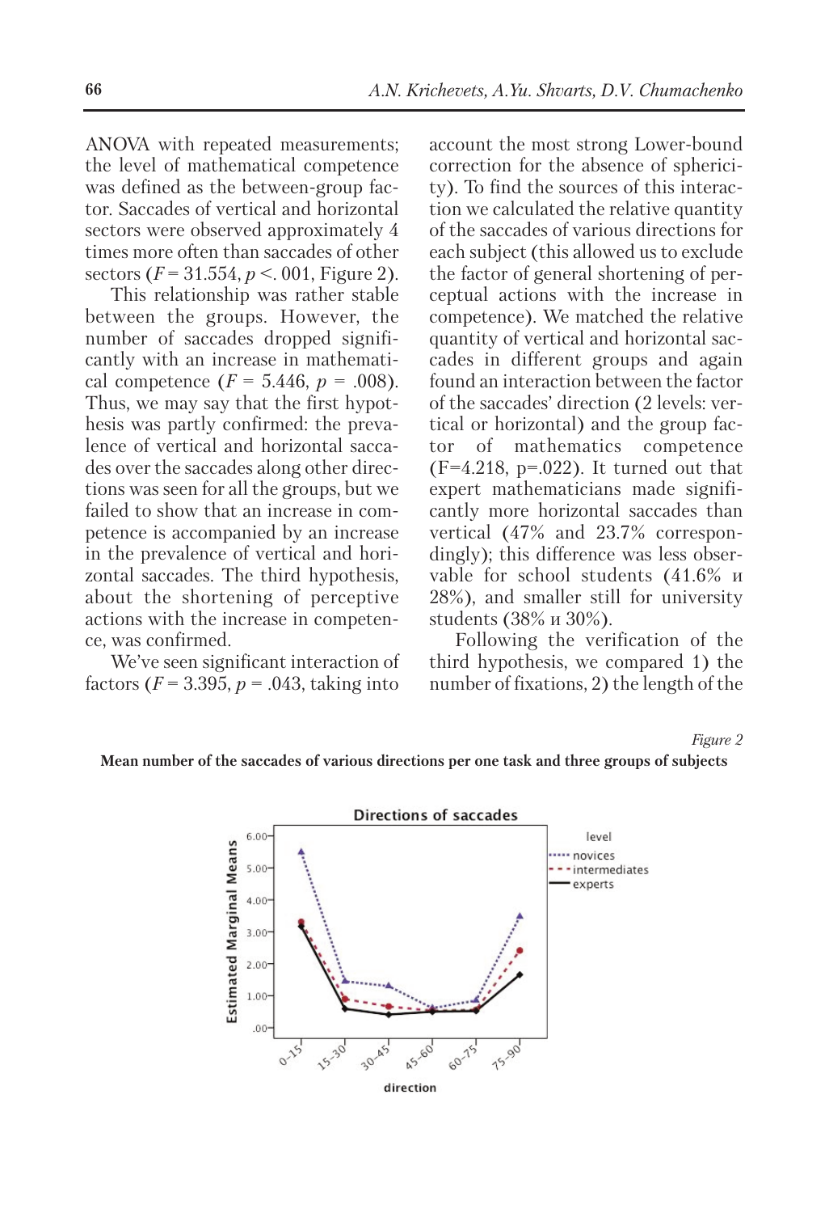ANOVA with repeated measurements; the level of mathematical competence was defined as the between-group factor. Saccades of vertical and horizontal sectors were observed approximately 4 times more often than saccades of other sectors ($F = 31.554$, $p < .001$, Figure 2).

This relationship was rather stable between the groups. However, the number of saccades dropped significantly with an increase in mathematical competence ($F = 5.446$, $p = .008$). Thus, we may say that the first hypothesis was partly confirmed: the prevalence of vertical and horizontal saccades over the saccades along other directions was seen for all the groups, but we failed to show that an increase in competence is accompanied by an increase in the prevalence of vertical and horizontal saccades. The third hypothesis, about the shortening of perceptive actions with the increase in competence, was confirmed.

We've seen significant interaction of factors ($F = 3.395$, $p = .043$, taking into account the most strong Lower-bound correction for the absence of sphericity). To find the sources of this interaction we calculated the relative quantity of the saccades of various directions for each subject (this allowed us to exclude the factor of general shortening of perceptual actions with the increase in competence). We matched the relative quantity of vertical and horizontal saccades in different groups and again found an interaction between the factor of the saccades' direction (2 levels: vertical or horizontal) and the group factor of mathematics competence ($F=4.218$, $p=.022$). It turned out that expert mathematicians made significantly more horizontal saccades than vertical (47% and 23.7% correspondingly); this difference was less observable for school students (41.6% и 28%), and smaller still for university students (38% и 30%).

Following the verification of the third hypothesis, we compared 1) the number of fixations, 2) the length of the

*Figure 2*

**Mean number of the saccades of various directions per one task and three groups of subjects**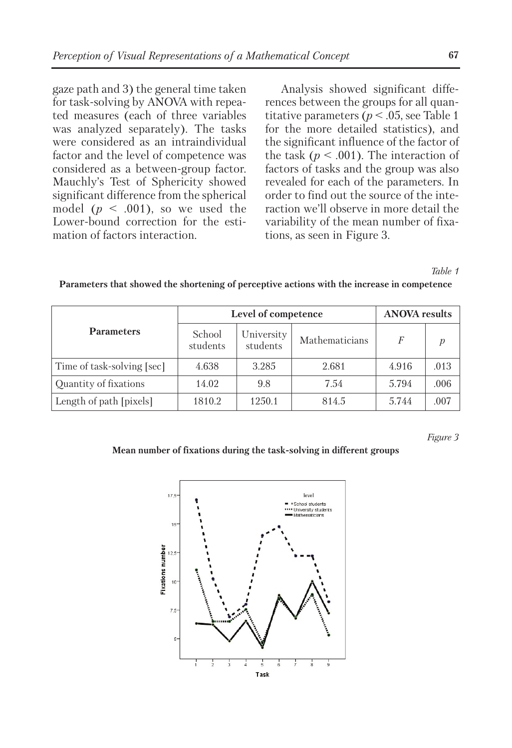gaze path and 3) the general time taken for task-solving by ANOVA with repeated measures (each of three variables was analyzed separately). The tasks were considered as an intraindividual factor and the level of competence was considered as a between-group factor. Mauchly's Test of Sphericity showed significant difference from the spherical model ($p < .001$), so we used the Lower-bound correction for the estimation of factors interaction.

Analysis showed significant differences between the groups for all quantitative parameters ($p < .05$, see Table 1 for the more detailed statistics), and the significant influence of the factor of the task ($p < .001$). The interaction of factors of tasks and the group was also revealed for each of the parameters. In order to find out the source of the interaction we'll observe in more detail the variability of the mean number of fixations, as seen in Figure 3.

*Table 1*

**Parameters that showed the shortening of perceptive actions with the increase in competence**

| Parameters | Level of competence | | | ANOVA results | |
|---|---|---|---|---|---|
| | School students | University students | Mathematicians | $F$ | $p$ |
| Time of task-solving [sec] | 4.638 | 3.285 | 2.681 | 4.916 | .013 |
| Quantity of fixations | 14.02 | 9.8 | 7.54 | 5.794 | .006 |
| Length of path [pixels] | 1810.2 | 1250.1 | 814.5 | 5.744 | .007 |

*Figure 3*

**Mean number of fixations during the task-solving in different groups**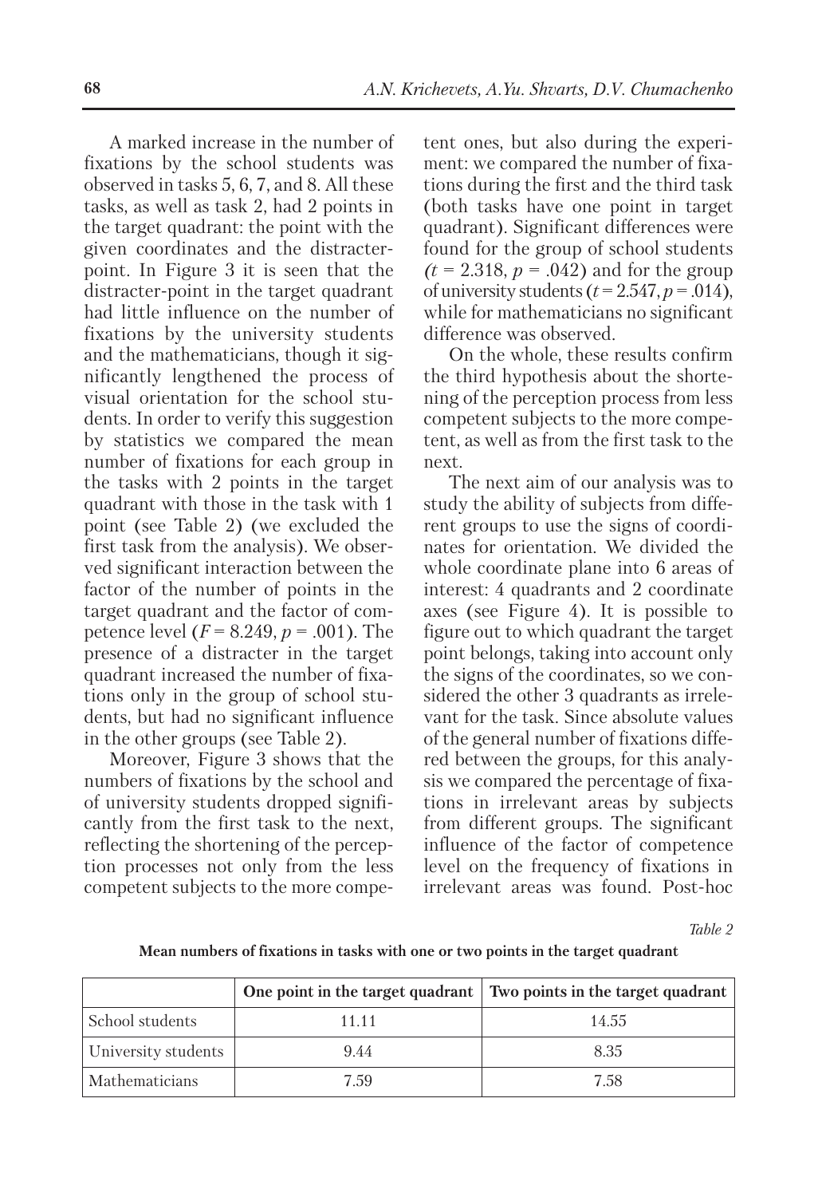A marked increase in the number of fixations by the school students was observed in tasks 5, 6, 7, and 8. All these tasks, as well as task 2, had 2 points in the target quadrant: the point with the given coordinates and the distracter-point. In Figure 3 it is seen that the distracter-point in the target quadrant had little influence on the number of fixations by the university students and the mathematicians, though it significantly lengthened the process of visual orientation for the school students. In order to verify this suggestion by statistics we compared the mean number of fixations for each group in the tasks with 2 points in the target quadrant with those in the task with 1 point (see Table 2) (we excluded the first task from the analysis). We observed significant interaction between the factor of the number of points in the target quadrant and the factor of competence level ($F = 8.249$, $p = .001$). The presence of a distracter in the target quadrant increased the number of fixations only in the group of school students, but had no significant influence in the other groups (see Table 2).

Moreover, Figure 3 shows that the numbers of fixations by the school and of university students dropped significantly from the first task to the next, reflecting the shortening of the perception processes not only from the less competent subjects to the more competent ones, but also during the experiment: we compared the number of fixations during the first and the third task (both tasks have one point in target quadrant). Significant differences were found for the group of school students ($t = 2.318$, $p = .042$) and for the group of university students ($t = 2.547$, $p = .014$), while for mathematicians no significant difference was observed.

On the whole, these results confirm the third hypothesis about the shortening of the perception process from less competent subjects to the more competent, as well as from the first task to the next.

The next aim of our analysis was to study the ability of subjects from different groups to use the signs of coordinates for orientation. We divided the whole coordinate plane into 6 areas of interest: 4 quadrants and 2 coordinate axes (see Figure 4). It is possible to figure out to which quadrant the target point belongs, taking into account only the signs of the coordinates, so we considered the other 3 quadrants as irrelevant for the task. Since absolute values of the general number of fixations differed between the groups, for this analysis we compared the percentage of fixations in irrelevant areas by subjects from different groups. The significant influence of the factor of competence level on the frequency of fixations in irrelevant areas was found. Post-hoc

*Table 2*

**Mean numbers of fixations in tasks with one or two points in the target quadrant**

| | One point in the target quadrant | Two points in the target quadrant |
|---|---|---|
| School students | 11.11 | 14.55 |
| University students | 9.44 | 8.35 |
| Mathematicians | 7.59 | 7.58 |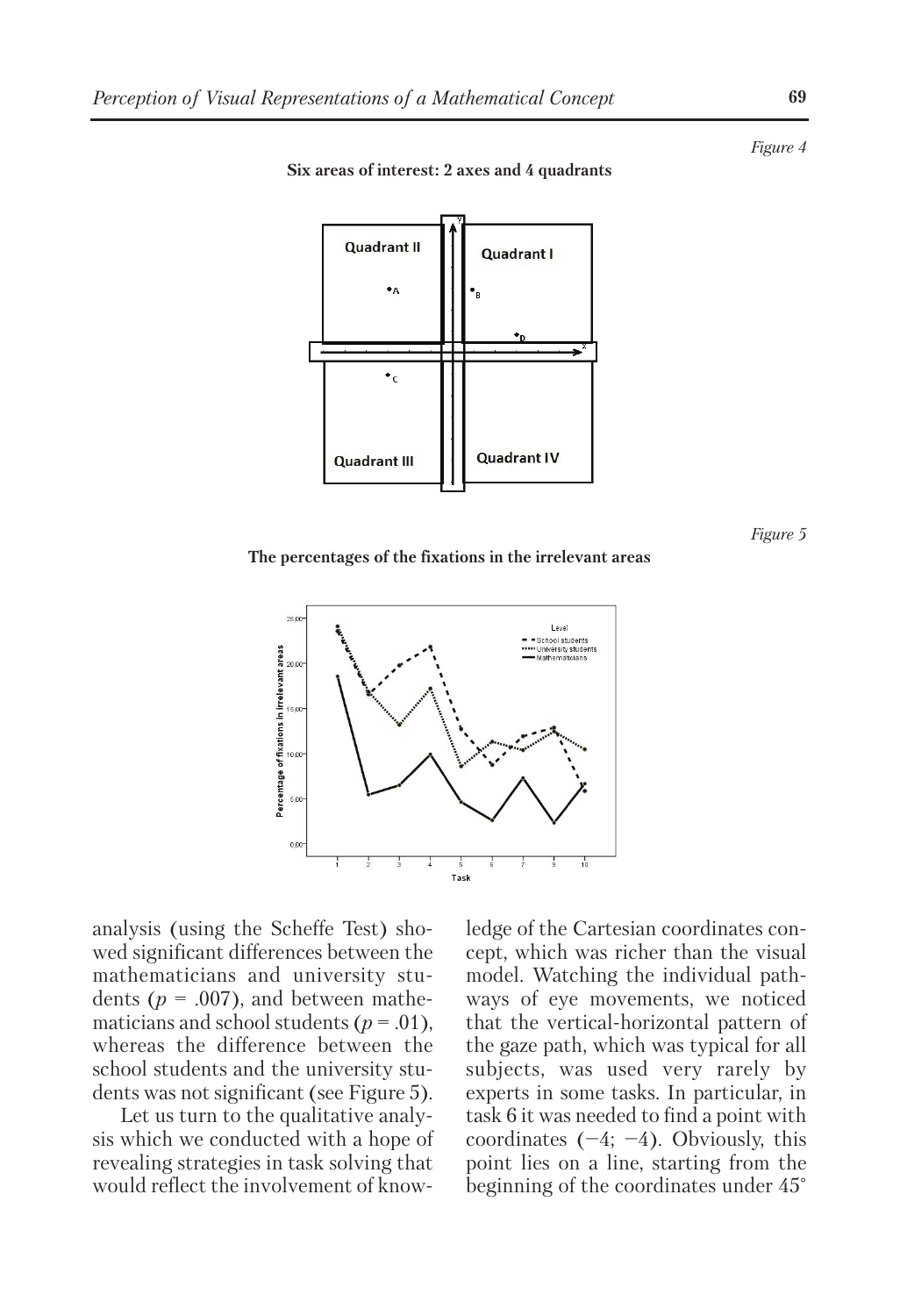*Figure 4*

**Six areas of interest: 2 axes and 4 quadrants**

*Figure 5*

**The percentages of the fixations in the irrelevant areas**

analysis (using the Scheffe Test) showed significant differences between the mathematicians and university students ($p$ = .007), and between mathematicians and school students ($p$ = .01), whereas the difference between the school students and the university students was not significant (see Figure 5).

Let us turn to the qualitative analysis which we conducted with a hope of revealing strategies in task solving that would reflect the involvement of knowledge of the Cartesian coordinates concept, which was richer than the visual model. Watching the individual pathways of eye movements, we noticed that the vertical-horizontal pattern of the gaze path, which was typical for all subjects, was used very rarely by experts in some tasks. In particular, in task 6 it was needed to find a point with coordinates (−4; −4). Obviously, this point lies on a line, starting from the beginning of the coordinates under 45°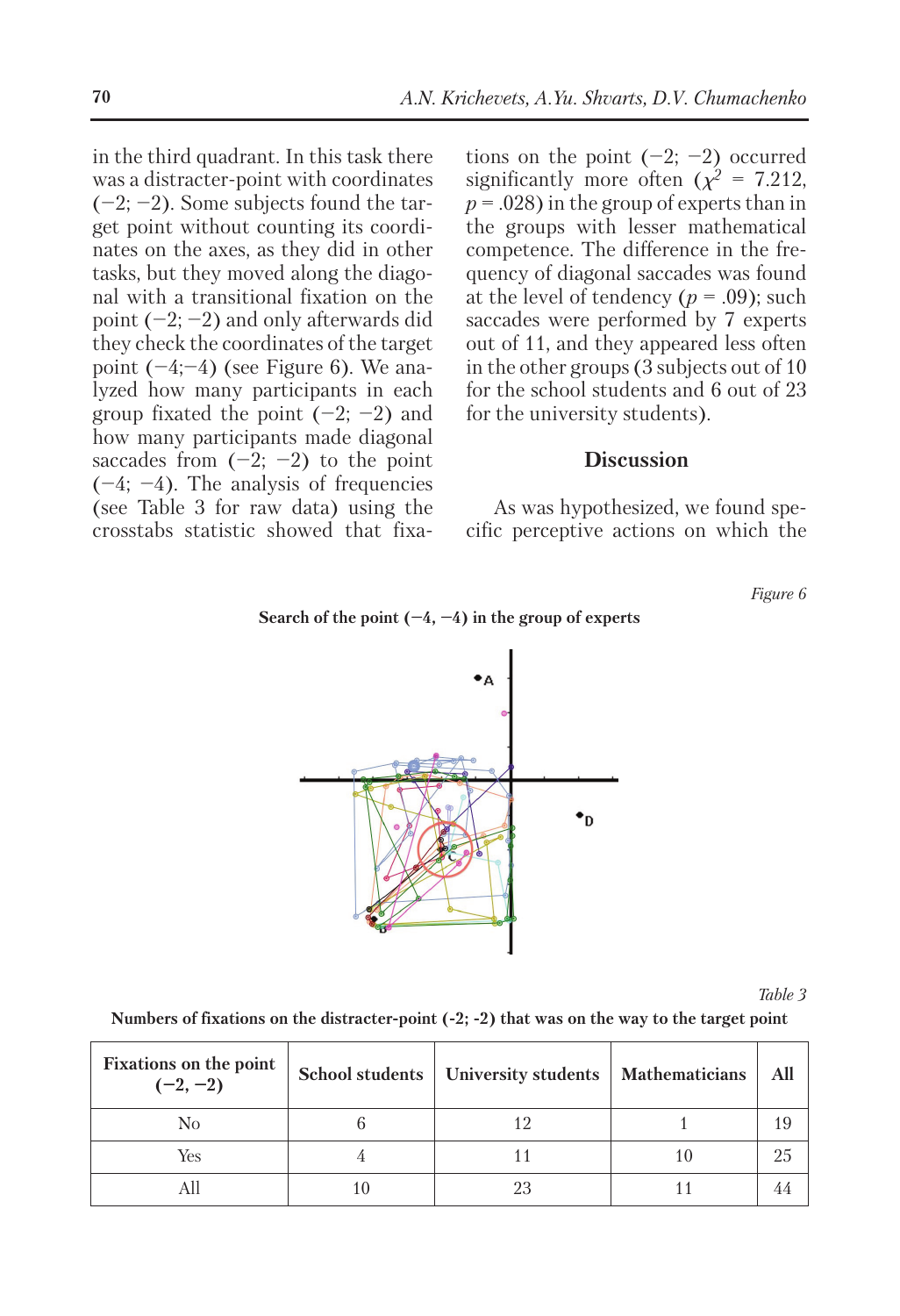in the third quadrant. In this task there was a distracter-point with coordinates (−2; −2). Some subjects found the target point without counting its coordinates on the axes, as they did in other tasks, but they moved along the diagonal with a transitional fixation on the point (−2; −2) and only afterwards did they check the coordinates of the target point (−4;−4) (see Figure 6). We analyzed how many participants in each group fixated the point (−2; −2) and how many participants made diagonal saccades from (−2; −2) to the point (−4; −4). The analysis of frequencies (see Table 3 for raw data) using the crosstabs statistic showed that fixations on the point (−2; −2) occurred significantly more often ($\chi^2$ = 7.212, $p$ = .028) in the group of experts than in the groups with lesser mathematical competence. The difference in the frequency of diagonal saccades was found at the level of tendency ($p$ = .09); such saccades were performed by 7 experts out of 11, and they appeared less often in the other groups (3 subjects out of 10 for the school students and 6 out of 23 for the university students).

## Discussion

As was hypothesized, we found specific perceptive actions on which the

*Figure 6*

**Search of the point (−4, −4) in the group of experts**

*Table 3*

**Numbers of fixations on the distracter-point (-2; -2) that was on the way to the target point**

| Fixations on the point (−2, −2) | School students | University students | Mathematicians | All |
|---|---|---|---|---|
| No | 6 | 12 | 1 | 19 |
| Yes | 4 | 11 | 10 | 25 |
| All | 10 | 23 | 11 | 44 |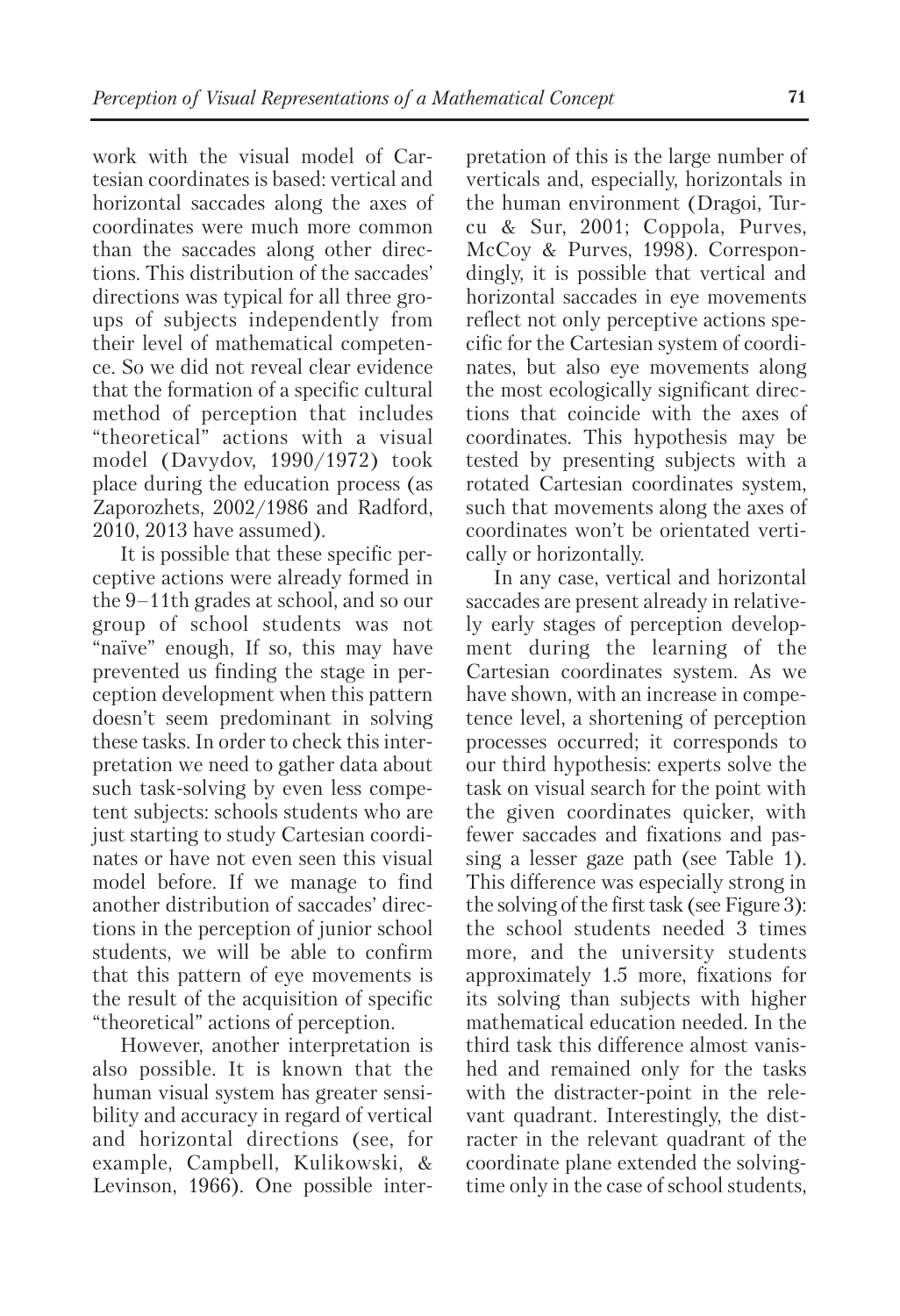work with the visual model of Cartesian coordinates is based: vertical and horizontal saccades along the axes of coordinates were much more common than the saccades along other directions. This distribution of the saccades' directions was typical for all three groups of subjects independently from their level of mathematical competence. So we did not reveal clear evidence that the formation of a specific cultural method of perception that includes "theoretical" actions with a visual model (Davydov, 1990/1972) took place during the education process (as Zaporozhets, 2002/1986 and Radford, 2010, 2013 have assumed).

It is possible that these specific perceptive actions were already formed in the 9–11th grades at school, and so our group of school students was not "naïve" enough, If so, this may have prevented us finding the stage in perception development when this pattern doesn't seem predominant in solving these tasks. In order to check this interpretation we need to gather data about such task-solving by even less competent subjects: schools students who are just starting to study Cartesian coordinates or have not even seen this visual model before. If we manage to find another distribution of saccades' directions in the perception of junior school students, we will be able to confirm that this pattern of eye movements is the result of the acquisition of specific "theoretical" actions of perception.

However, another interpretation is also possible. It is known that the human visual system has greater sensibility and accuracy in regard of vertical and horizontal directions (see, for example, Campbell, Kulikowski, & Levinson, 1966). One possible interpretation of this is the large number of verticals and, especially, horizontals in the human environment (Dragoi, Turcu & Sur, 2001; Coppola, Purves, McCoy & Purves, 1998). Correspondingly, it is possible that vertical and horizontal saccades in eye movements reflect not only perceptive actions specific for the Cartesian system of coordinates, but also eye movements along the most ecologically significant directions that coincide with the axes of coordinates. This hypothesis may be tested by presenting subjects with a rotated Cartesian coordinates system, such that movements along the axes of coordinates won't be orientated vertically or horizontally.

In any case, vertical and horizontal saccades are present already in relatively early stages of perception development during the learning of the Cartesian coordinates system. As we have shown, with an increase in competence level, a shortening of perception processes occurred; it corresponds to our third hypothesis: experts solve the task on visual search for the point with the given coordinates quicker, with fewer saccades and fixations and passing a lesser gaze path (see Table 1). This difference was especially strong in the solving of the first task (see Figure 3): the school students needed 3 times more, and the university students approximately 1.5 more, fixations for its solving than subjects with higher mathematical education needed. In the third task this difference almost vanished and remained only for the tasks with the distracter-point in the relevant quadrant. Interestingly, the distracter in the relevant quadrant of the coordinate plane extended the solving-time only in the case of school students,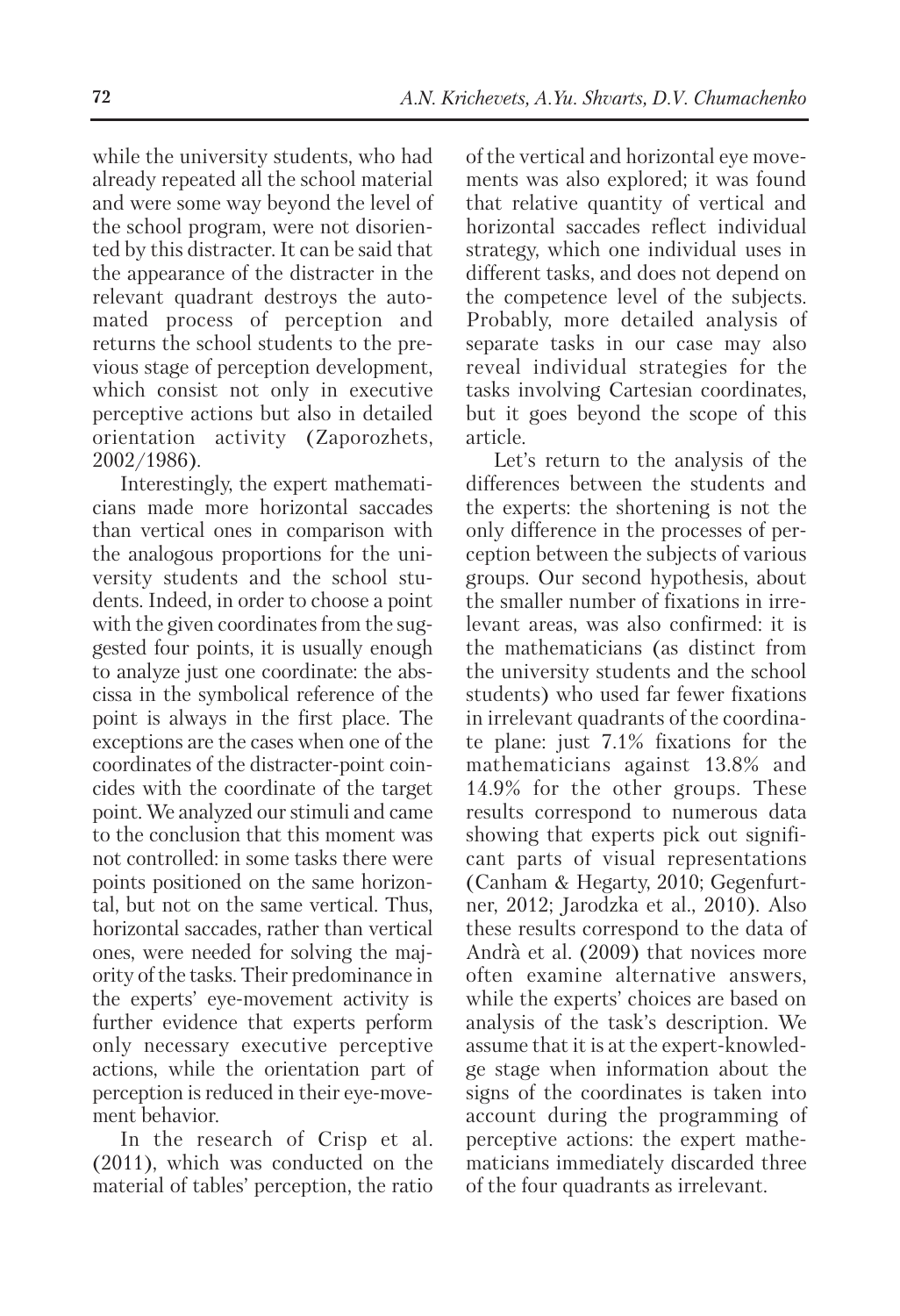while the university students, who had already repeated all the school material and were some way beyond the level of the school program, were not disoriented by this distracter. It can be said that the appearance of the distracter in the relevant quadrant destroys the automated process of perception and returns the school students to the previous stage of perception development, which consist not only in executive perceptive actions but also in detailed orientation activity (Zaporozhets, 2002/1986).

Interestingly, the expert mathematicians made more horizontal saccades than vertical ones in comparison with the analogous proportions for the university students and the school students. Indeed, in order to choose a point with the given coordinates from the suggested four points, it is usually enough to analyze just one coordinate: the abscissa in the symbolical reference of the point is always in the first place. The exceptions are the cases when one of the coordinates of the distracter-point coincides with the coordinate of the target point. We analyzed our stimuli and came to the conclusion that this moment was not controlled: in some tasks there were points positioned on the same horizontal, but not on the same vertical. Thus, horizontal saccades, rather than vertical ones, were needed for solving the majority of the tasks. Their predominance in the experts' eye-movement activity is further evidence that experts perform only necessary executive perceptive actions, while the orientation part of perception is reduced in their eye-movement behavior.

In the research of Crisp et al. (2011), which was conducted on the material of tables' perception, the ratio of the vertical and horizontal eye movements was also explored; it was found that relative quantity of vertical and horizontal saccades reflect individual strategy, which one individual uses in different tasks, and does not depend on the competence level of the subjects. Probably, more detailed analysis of separate tasks in our case may also reveal individual strategies for the tasks involving Cartesian coordinates, but it goes beyond the scope of this article.

Let's return to the analysis of the differences between the students and the experts: the shortening is not the only difference in the processes of perception between the subjects of various groups. Our second hypothesis, about the smaller number of fixations in irrelevant areas, was also confirmed: it is the mathematicians (as distinct from the university students and the school students) who used far fewer fixations in irrelevant quadrants of the coordinate plane: just 7.1% fixations for the mathematicians against 13.8% and 14.9% for the other groups. These results correspond to numerous data showing that experts pick out significant parts of visual representations (Canham & Hegarty, 2010; Gegenfurtner, 2012; Jarodzka et al., 2010). Also these results correspond to the data of Andrà et al. (2009) that novices more often examine alternative answers, while the experts' choices are based on analysis of the task's description. We assume that it is at the expert-knowledge stage when information about the signs of the coordinates is taken into account during the programming of perceptive actions: the expert mathematicians immediately discarded three of the four quadrants as irrelevant.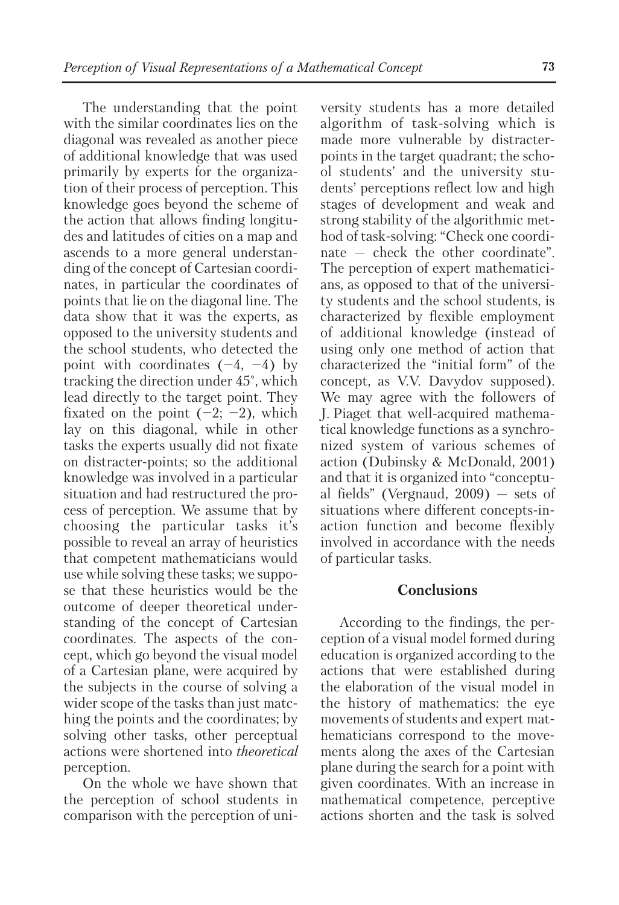The understanding that the point with the similar coordinates lies on the diagonal was revealed as another piece of additional knowledge that was used primarily by experts for the organization of their process of perception. This knowledge goes beyond the scheme of the action that allows finding longitudes and latitudes of cities on a map and ascends to a more general understanding of the concept of Cartesian coordinates, in particular the coordinates of points that lie on the diagonal line. The data show that it was the experts, as opposed to the university students and the school students, who detected the point with coordinates $(-4, -4)$ by tracking the direction under 45°, which lead directly to the target point. They fixated on the point $(-2; -2)$, which lay on this diagonal, while in other tasks the experts usually did not fixate on distracter-points; so the additional knowledge was involved in a particular situation and had restructured the process of perception. We assume that by choosing the particular tasks it's possible to reveal an array of heuristics that competent mathematicians would use while solving these tasks; we suppose that these heuristics would be the outcome of deeper theoretical understanding of the concept of Cartesian coordinates. The aspects of the concept, which go beyond the visual model of a Cartesian plane, were acquired by the subjects in the course of solving a wider scope of the tasks than just matching the points and the coordinates; by solving other tasks, other perceptual actions were shortened into *theoretical* perception.

On the whole we have shown that the perception of school students in comparison with the perception of university students has a more detailed algorithm of task-solving which is made more vulnerable by distracter-points in the target quadrant; the school students' and the university students' perceptions reflect low and high stages of development and weak and strong stability of the algorithmic method of task-solving: "Check one coordinate — check the other coordinate". The perception of expert mathematicians, as opposed to that of the university students and the school students, is characterized by flexible employment of additional knowledge (instead of using only one method of action that characterized the "initial form" of the concept, as V.V. Davydov supposed). We may agree with the followers of J. Piaget that well-acquired mathematical knowledge functions as a synchronized system of various schemes of action (Dubinsky & McDonald, 2001) and that it is organized into "conceptual fields" (Vergnaud, 2009) — sets of situations where different concepts-in-action function and become flexibly involved in accordance with the needs of particular tasks.

## Conclusions

According to the findings, the perception of a visual model formed during education is organized according to the actions that were established during the elaboration of the visual model in the history of mathematics: the eye movements of students and expert mathematicians correspond to the movements along the axes of the Cartesian plane during the search for a point with given coordinates. With an increase in mathematical competence, perceptive actions shorten and the task is solved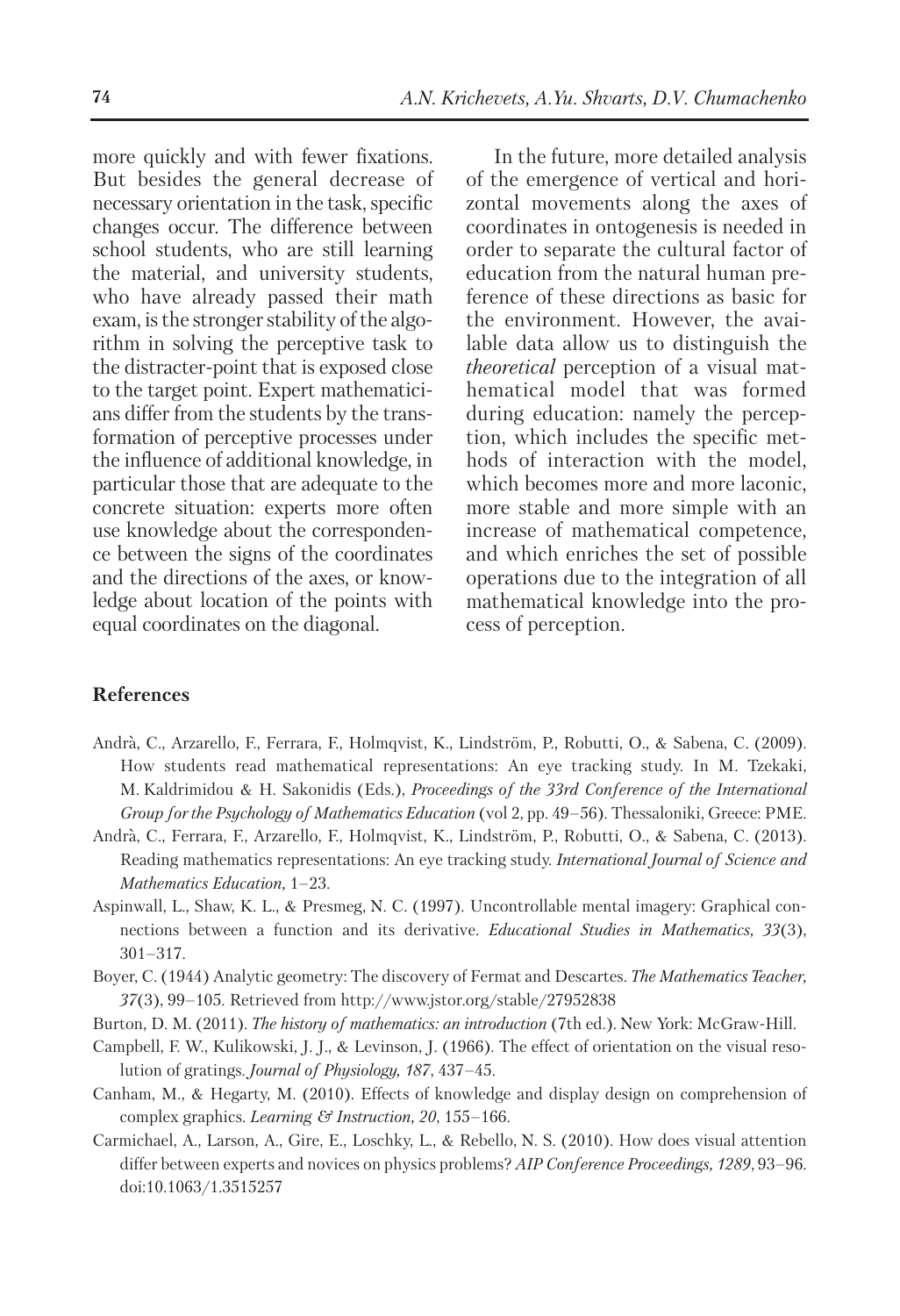more quickly and with fewer fixations. But besides the general decrease of necessary orientation in the task, specific changes occur. The difference between school students, who are still learning the material, and university students, who have already passed their math exam, is the stronger stability of the algorithm in solving the perceptive task to the distracter-point that is exposed close to the target point. Expert mathematicians differ from the students by the transformation of perceptive processes under the influence of additional knowledge, in particular those that are adequate to the concrete situation: experts more often use knowledge about the correspondence between the signs of the coordinates and the directions of the axes, or knowledge about location of the points with equal coordinates on the diagonal.

In the future, more detailed analysis of the emergence of vertical and horizontal movements along the axes of coordinates in ontogenesis is needed in order to separate the cultural factor of education from the natural human preference of these directions as basic for the environment. However, the available data allow us to distinguish the *theoretical* perception of a visual mathematical model that was formed during education: namely the perception, which includes the specific methods of interaction with the model, which becomes more and more laconic, more stable and more simple with an increase of mathematical competence, and which enriches the set of possible operations due to the integration of all mathematical knowledge into the process of perception.

## References

Andrà, C., Arzarello, F., Ferrara, F., Holmqvist, K., Lindström, P., Robutti, O., & Sabena, C. (2009). How students read mathematical representations: An eye tracking study. In M. Tzekaki, M. Kaldrimidou & H. Sakonidis (Eds.), *Proceedings of the 33rd Conference of the International Group for the Psychology of Mathematics Education* (vol 2, pp. 49–56). Thessaloniki, Greece: PME.

Andrà, C., Ferrara, F., Arzarello, F., Holmqvist, K., Lindström, P., Robutti, O., & Sabena, C. (2013). Reading mathematics representations: An eye tracking study. *International Journal of Science and Mathematics Education,* 1–23.

Aspinwall, L., Shaw, K. L., & Presmeg, N. C. (1997). Uncontrollable mental imagery: Graphical connections between a function and its derivative. *Educational Studies in Mathematics, 33*(3), 301–317.

Boyer, C. (1944) Analytic geometry: The discovery of Fermat and Descartes. *The Mathematics Teacher, 37*(3), 99–105. Retrieved from http://www.jstor.org/stable/27952838

Burton, D. M. (2011). *The history of mathematics: an introduction* (7th ed.). New York: McGraw-Hill.

Campbell, F. W., Kulikowski, J. J., & Levinson, J. (1966). The effect of orientation on the visual resolution of gratings. *Journal of Physiology, 187*, 437–45.

Canham, M., & Hegarty, M. (2010). Effects of knowledge and display design on comprehension of complex graphics. *Learning & Instruction, 20*, 155–166.

Carmichael, A., Larson, A., Gire, E., Loschky, L., & Rebello, N. S. (2010). How does visual attention differ between experts and novices on physics problems? *AIP Conference Proceedings, 1289*, 93–96. doi:10.1063/1.3515257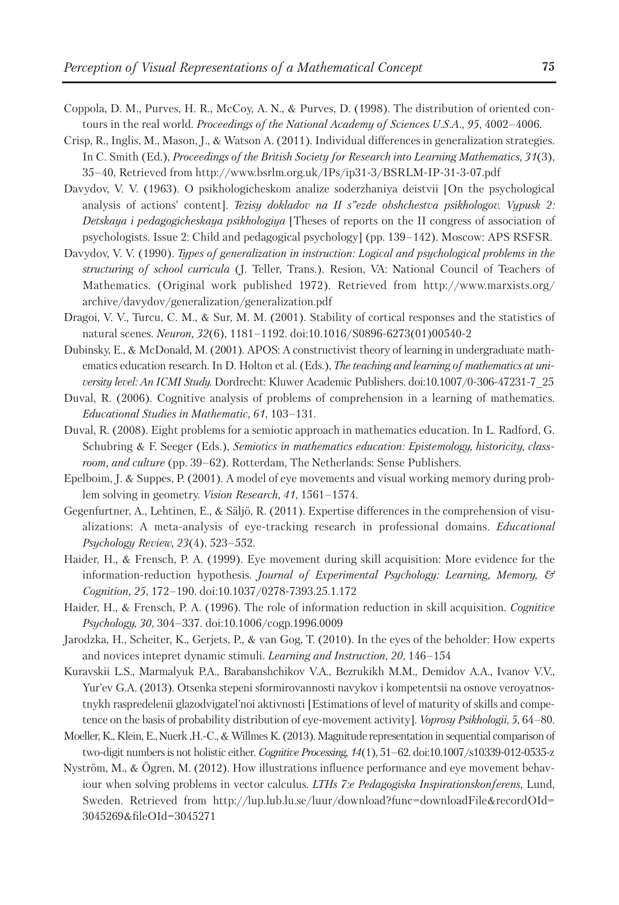Coppola, D. M., Purves, H. R., McCoy, A. N., & Purves, D. (1998). The distribution of oriented contours in the real world. *Proceedings of the National Academy of Sciences U.S.A., 95*, 4002–4006.

Crisp, R., Inglis, M., Mason, J., & Watson A. (2011). Individual differences in generalization strategies. In C. Smith (Ed.), *Proceedings of the British Society for Research into Learning Mathematics, 31*(3), 35–40, Retrieved from http://www.bsrlm.org.uk/IPs/ip31-3/BSRLM-IP-31-3-07.pdf

Davydov, V. V. (1963). O psikhologicheskom analize soderzhaniya deistvii [On the psychological analysis of actions' content]. *Tezisy dokladov na II s"ezde obshchestva psikhologov. Vypusk 2: Detskaya i pedagogicheskaya psikhologiya* [Theses of reports on the II congress of association of psychologists. Issue 2: Child and pedagogical psychology] (pp. 139–142). Moscow: APS RSFSR.

Davydov, V. V. (1990). *Types of generalization in instruction: Logical and psychological problems in the structuring of school curricula* (J. Teller, Trans.). Resion, VA: National Council of Teachers of Mathematics. (Original work published 1972). Retrieved from http://www.marxists.org/archive/davydov/generalization/generalization.pdf

Dragoi, V. V., Turcu, C. M., & Sur, M. M. (2001). Stability of cortical responses and the statistics of natural scenes. *Neuron, 32*(6), 1181–1192. doi:10.1016/S0896-6273(01)00540-2

Dubinsky, E., & McDonald, M. (2001). APOS: A constructivist theory of learning in undergraduate mathematics education research. In D. Holton et al. (Eds.), *The teaching and learning of mathematics at university level: An ICMI Study.* Dordrecht: Kluwer Academic Publishers. doi:10.1007/0-306-47231-7_25

Duval, R. (2006). Cognitive analysis of problems of comprehension in a learning of mathematics. *Educational Studies in Mathematic, 61*, 103–131.

Duval, R. (2008). Eight problems for a semiotic approach in mathematics education. In L. Radford, G. Schubring & F. Seeger (Eds.), *Semiotics in mathematics education: Epistemology, historicity, classroom, and culture* (pp. 39–62). Rotterdam, The Netherlands: Sense Publishers.

Epelboim, J. & Suppes, P. (2001). A model of eye movements and visual working memory during problem solving in geometry. *Vision Research, 41*, 1561–1574.

Gegenfurtner, A., Lehtinen, E., & Säljö, R. (2011). Expertise differences in the comprehension of visualizations: A meta-analysis of eye-tracking research in professional domains. *Educational Psychology Review, 23*(4), 523–552.

Haider, H., & Frensch, P. A. (1999). Eye movement during skill acquisition: More evidence for the information-reduction hypothesis. *Journal of Experimental Psychology: Learning, Memory, & Cognition, 25*, 172–190. doi:10.1037/0278-7393.25.1.172

Haider, H., & Frensch, P. A. (1996). The role of information reduction in skill acquisition. *Cognitive Psychology, 30*, 304–337. doi:10.1006/cogp.1996.0009

Jarodzka, H., Scheiter, K., Gerjets, P., & van Gog, T. (2010). In the eyes of the beholder: How experts and novices intepret dynamic stimuli. *Learning and Instruction, 20*, 146–154

Kuravskii L.S., Marmalyuk P.A., Barabanshchikov V.A., Bezrukikh M.M., Demidov A.A., Ivanov V.V., Yur'ev G.A. (2013). Otsenka stepeni sformirovannosti navykov i kompetentsii na osnove veroyatnostnykh raspredelenii glazodvigatel'noi aktivnosti [Estimations of level of maturity of skills and competence on the basis of probability distribution of eye-movement activity]. *Voprosy Psikhologii, 5*, 64–80.

Moeller, K., Klein, E., Nuerk ,H.-C., & Willmes K. (2013). Magnitude representation in sequential comparison of two-digit numbers is not holistic either. *Cognitive Processing, 14*(1), 51–62. doi:10.1007/s10339-012-0535-z

Nyström, M., & Ögren, M. (2012). How illustrations influence performance and eye movement behaviour when solving problems in vector calculus. *LTHs 7:e Pedagogiska Inspirationskonferens,* Lund, Sweden. Retrieved from http://lup.lub.lu.se/luur/download?func=downloadFile&recordOId=3045269&fileOId=3045271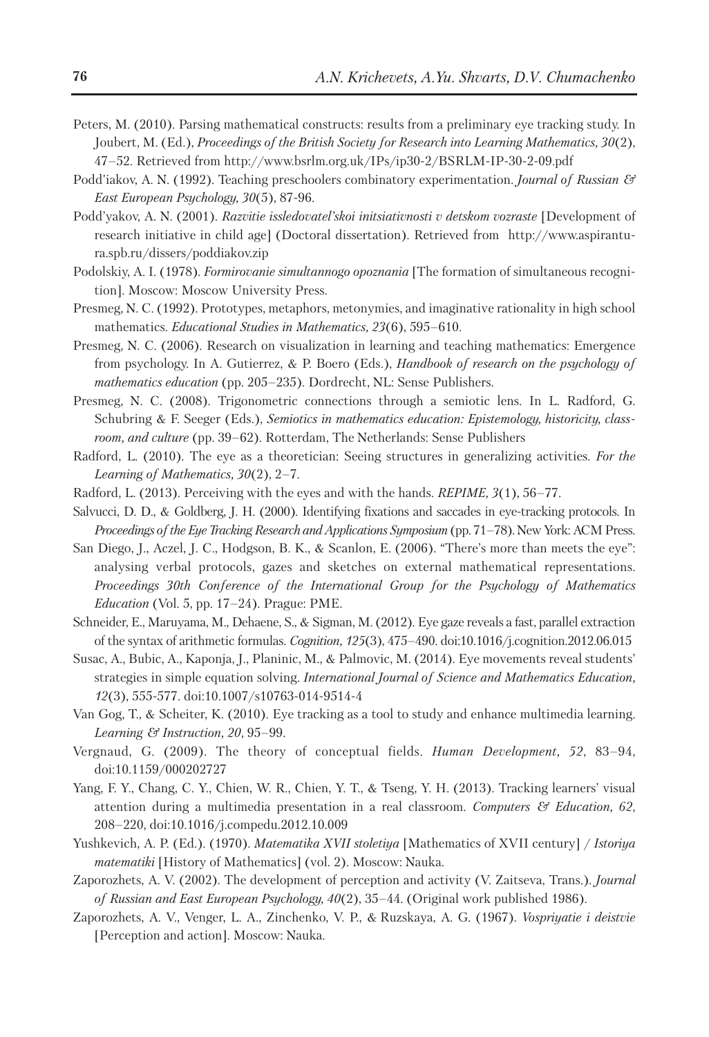Peters, M. (2010). Parsing mathematical constructs: results from a preliminary eye tracking study. In Joubert, M. (Ed.), *Proceedings of the British Society for Research into Learning Mathematics, 30*(2), 47–52. Retrieved from http://www.bsrlm.org.uk/IPs/ip30-2/BSRLM-IP-30-2-09.pdf

Podd'iakov, A. N. (1992). Teaching preschoolers combinatory experimentation. *Journal of Russian & East European Psychology, 30*(5), 87-96.

Podd'yakov, A. N. (2001). *Razvitie issledovatel'skoi initsiativnosti v detskom vozraste* [Development of research initiative in child age] (Doctoral dissertation). Retrieved from http://www.aspirantura.spb.ru/dissers/poddiakov.zip

Podolskiy, A. I. (1978). *Formirovanie simultannogo opoznania* [The formation of simultaneous recognition]. Moscow: Moscow University Press.

Presmeg, N. C. (1992). Prototypes, metaphors, metonymies, and imaginative rationality in high school mathematics. *Educational Studies in Mathematics, 23*(6), 595–610.

Presmeg, N. C. (2006). Research on visualization in learning and teaching mathematics: Emergence from psychology. In A. Gutierrez, & P. Boero (Eds.), *Handbook of research on the psychology of mathematics education* (pp. 205–235). Dordrecht, NL: Sense Publishers.

Presmeg, N. C. (2008). Trigonometric connections through a semiotic lens. In L. Radford, G. Schubring & F. Seeger (Eds.), *Semiotics in mathematics education: Epistemology, historicity, classroom, and culture* (pp. 39–62). Rotterdam, The Netherlands: Sense Publishers

Radford, L. (2010). The eye as a theoretician: Seeing structures in generalizing activities. *For the Learning of Mathematics, 30*(2), 2–7.

Radford, L. (2013). Perceiving with the eyes and with the hands. *REPIME, 3*(1), 56–77.

Salvucci, D. D., & Goldberg, J. H. (2000). Identifying fixations and saccades in eye-tracking protocols. In *Proceedings of the Eye Tracking Research and Applications Symposium* (pp. 71–78). New York: ACM Press.

San Diego, J., Aczel, J. C., Hodgson, B. K., & Scanlon, E. (2006). "There's more than meets the eye": analysing verbal protocols, gazes and sketches on external mathematical representations. *Proceedings 30th Conference of the International Group for the Psychology of Mathematics Education* (Vol. 5, pp. 17–24). Prague: PME.

Schneider, E., Maruyama, M., Dehaene, S., & Sigman, M. (2012). Eye gaze reveals a fast, parallel extraction of the syntax of arithmetic formulas. *Cognition, 125*(3), 475–490. doi:10.1016/j.cognition.2012.06.015

Susac, A., Bubic, A., Kaponja, J., Planinic, M., & Palmovic, M. (2014). Eye movements reveal students' strategies in simple equation solving. *International Journal of Science and Mathematics Education, 12*(3), 555-577. doi:10.1007/s10763-014-9514-4

Van Gog, T., & Scheiter, K. (2010). Eye tracking as a tool to study and enhance multimedia learning. *Learning & Instruction, 20*, 95–99.

Vergnaud, G. (2009). The theory of conceptual fields. *Human Development, 52*, 83–94, doi:10.1159/000202727

Yang, F. Y., Chang, C. Y., Chien, W. R., Chien, Y. T., & Tseng, Y. H. (2013). Tracking learners' visual attention during a multimedia presentation in a real classroom. *Computers & Education, 62*, 208–220, doi:10.1016/j.compedu.2012.10.009

Yushkevich, A. P. (Ed.). (1970). *Matematika XVII stoletiya* [Mathematics of XVII century] / *Istoriya matematiki* [History of Mathematics] (vol. 2). Moscow: Nauka.

Zaporozhets, A. V. (2002). The development of perception and activity (V. Zaitseva, Trans.). *Journal of Russian and East European Psychology, 40*(2), 35–44. (Original work published 1986).

Zaporozhets, A. V., Venger, L. A., Zinchenko, V. P., & Ruzskaya, A. G. (1967). *Vospriyatie i deistvie* [Perception and action]. Moscow: Nauka.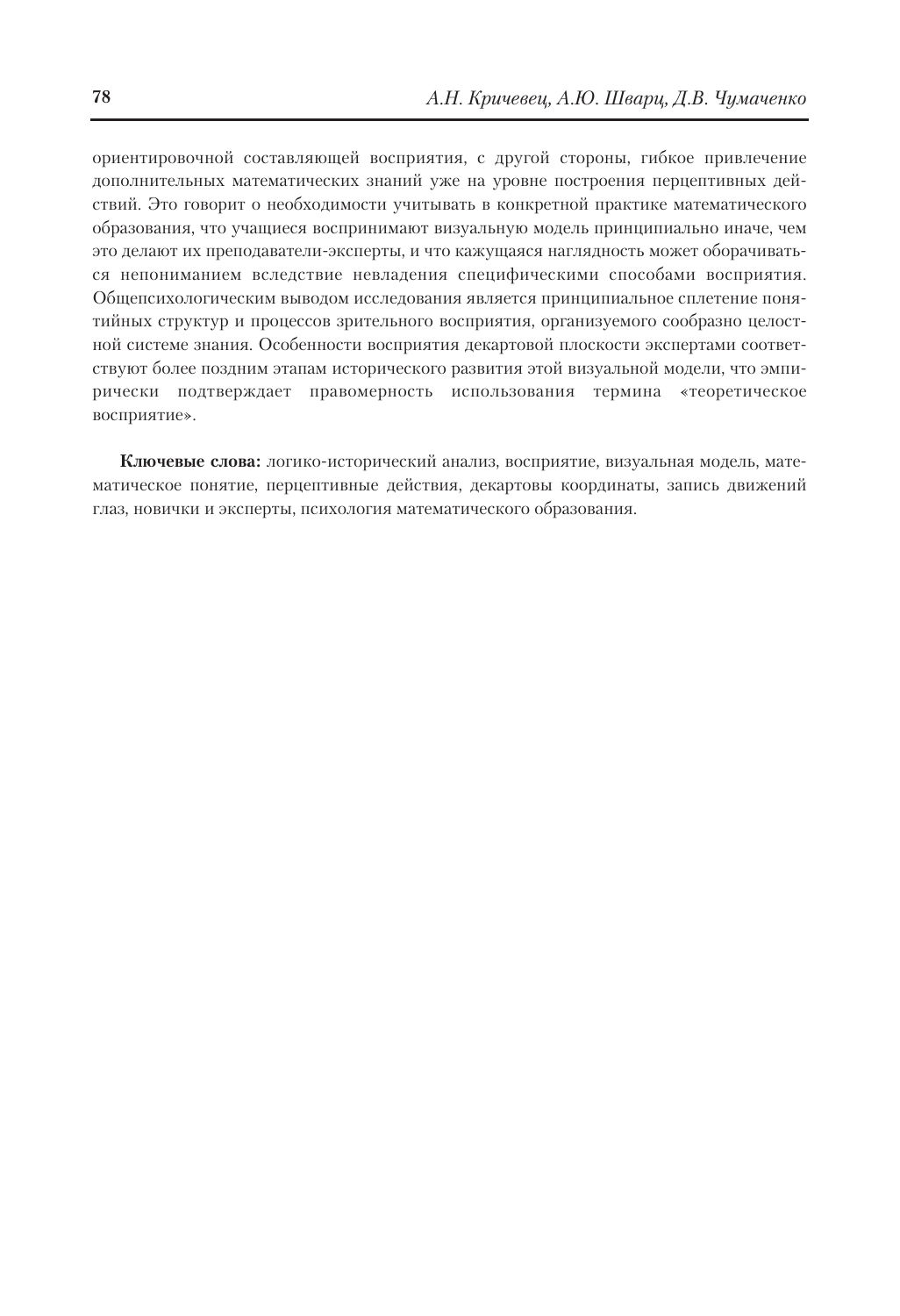ориентировочной составляющей восприятия, с другой стороны, гибкое привлечение дополнительных математических знаний уже на уровне построения перцептивных действий. Это говорит о необходимости учитывать в конкретной практике математического образования, что учащиеся воспринимают визуальную модель принципиально иначе, чем это делают их преподаватели-эксперты, и что кажущаяся наглядность может оборачиваться непониманием вследствие невладения специфическими способами восприятия. Общепсихологическим выводом исследования является принципиальное сплетение понятийных структур и процессов зрительного восприятия, организуемого сообразно целостной системе знания. Особенности восприятия декартовой плоскости экспертами соответствуют более поздним этапам исторического развития этой визуальной модели, что эмпирически подтверждает правомерность использования термина «теоретическое восприятие».

**Ключевые слова:** логико-исторический анализ, восприятие, визуальная модель, математическое понятие, перцептивные действия, декартовы координаты, запись движений глаз, новички и эксперты, психология математического образования.